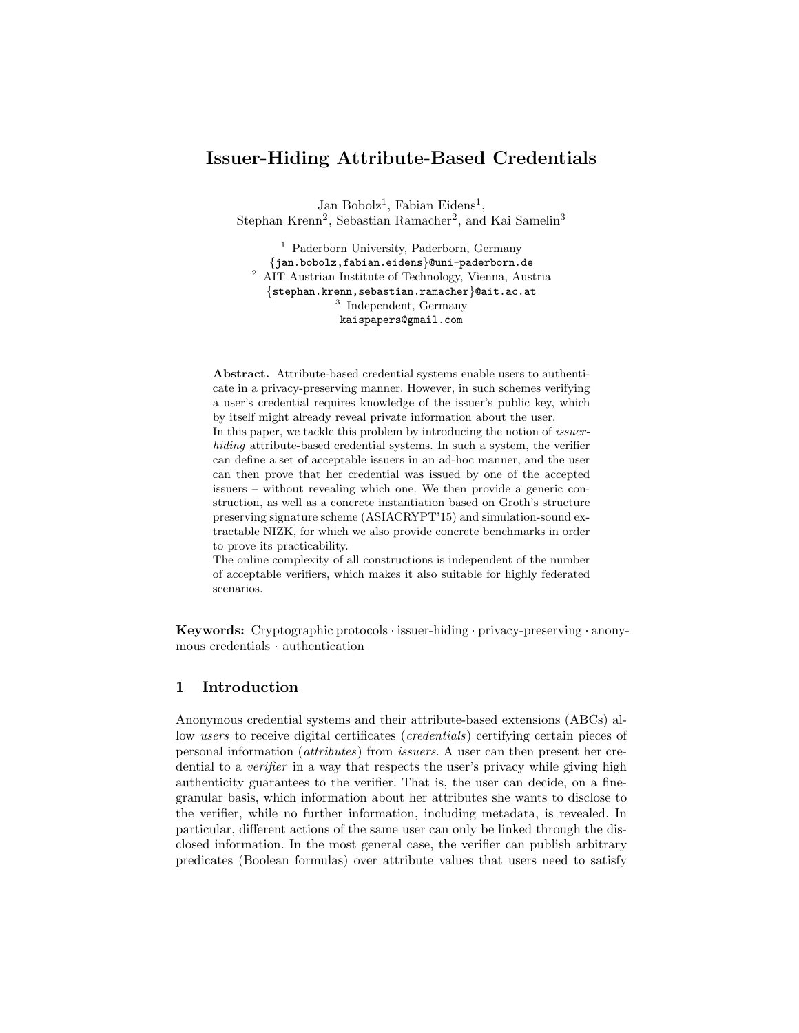# Issuer-Hiding Attribute-Based Credentials

Jan Bobolz[1], Fabian Eidens[1],
Stephan Krenn[2], Sebastian Ramacher[2], and Kai Samelin[3]

[1] Paderborn University, Paderborn, Germany
{jan.bobolz,fabian.eidens}@uni-paderborn.de
[2] AIT Austrian Institute of Technology, Vienna, Austria
{stephan.krenn,sebastian.ramacher}@ait.ac.at
[3] Independent, Germany
kaispapers@gmail.com

**Abstract.** Attribute-based credential systems enable users to authenticate in a privacy-preserving manner. However, in such schemes verifying a user's credential requires knowledge of the issuer's public key, which by itself might already reveal private information about the user.
In this paper, we tackle this problem by introducing the notion of *issuer-hiding* attribute-based credential systems. In such a system, the verifier can define a set of acceptable issuers in an ad-hoc manner, and the user can then prove that her credential was issued by one of the accepted issuers – without revealing which one. We then provide a generic construction, as well as a concrete instantiation based on Groth's structure preserving signature scheme (ASIACRYPT'15) and simulation-sound extractable NIZK, for which we also provide concrete benchmarks in order to prove its practicability.
The online complexity of all constructions is independent of the number of acceptable verifiers, which makes it also suitable for highly federated scenarios.

**Keywords:** Cryptographic protocols · issuer-hiding · privacy-preserving · anonymous credentials · authentication

## 1 Introduction

Anonymous credential systems and their attribute-based extensions (ABCs) allow *users* to receive digital certificates (*credentials*) certifying certain pieces of personal information (*attributes*) from *issuers*. A user can then present her credential to a *verifier* in a way that respects the user's privacy while giving high authenticity guarantees to the verifier. That is, the user can decide, on a fine-granular basis, which information about her attributes she wants to disclose to the verifier, while no further information, including metadata, is revealed. In particular, different actions of the same user can only be linked through the disclosed information. In the most general case, the verifier can publish arbitrary predicates (Boolean formulas) over attribute values that users need to satisfy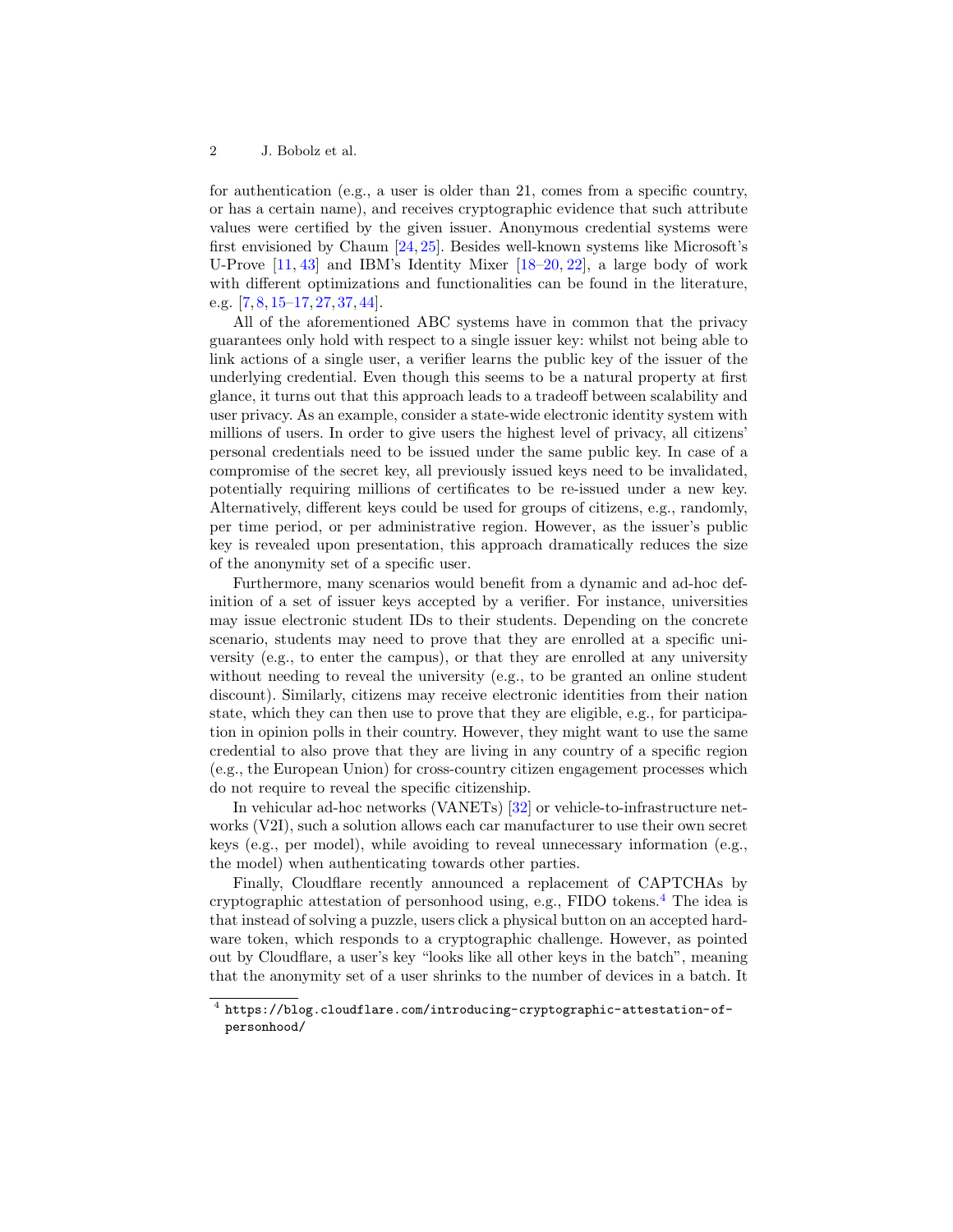for authentication (e.g., a user is older than 21, comes from a specific country, or has a certain name), and receives cryptographic evidence that such attribute values were certified by the given issuer. Anonymous credential systems were first envisioned by Chaum [24, 25]. Besides well-known systems like Microsoft's U-Prove [11, 43] and IBM's Identity Mixer [18–20, 22], a large body of work with different optimizations and functionalities can be found in the literature, e.g. [7, 8, 15–17, 27, 37, 44].

All of the aforementioned ABC systems have in common that the privacy guarantees only hold with respect to a single issuer key: whilst not being able to link actions of a single user, a verifier learns the public key of the issuer of the underlying credential. Even though this seems to be a natural property at first glance, it turns out that this approach leads to a tradeoff between scalability and user privacy. As an example, consider a state-wide electronic identity system with millions of users. In order to give users the highest level of privacy, all citizens' personal credentials need to be issued under the same public key. In case of a compromise of the secret key, all previously issued keys need to be invalidated, potentially requiring millions of certificates to be re-issued under a new key. Alternatively, different keys could be used for groups of citizens, e.g., randomly, per time period, or per administrative region. However, as the issuer's public key is revealed upon presentation, this approach dramatically reduces the size of the anonymity set of a specific user.

Furthermore, many scenarios would benefit from a dynamic and ad-hoc definition of a set of issuer keys accepted by a verifier. For instance, universities may issue electronic student IDs to their students. Depending on the concrete scenario, students may need to prove that they are enrolled at a specific university (e.g., to enter the campus), or that they are enrolled at any university without needing to reveal the university (e.g., to be granted an online student discount). Similarly, citizens may receive electronic identities from their nation state, which they can then use to prove that they are eligible, e.g., for participation in opinion polls in their country. However, they might want to use the same credential to also prove that they are living in any country of a specific region (e.g., the European Union) for cross-country citizen engagement processes which do not require to reveal the specific citizenship.

In vehicular ad-hoc networks (VANETs) [32] or vehicle-to-infrastructure networks (V2I), such a solution allows each car manufacturer to use their own secret keys (e.g., per model), while avoiding to reveal unnecessary information (e.g., the model) when authenticating towards other parties.

Finally, Cloudflare recently announced a replacement of CAPTCHAs by cryptographic attestation of personhood using, e.g., FIDO tokens.[4] The idea is that instead of solving a puzzle, users click a physical button on an accepted hardware token, which responds to a cryptographic challenge. However, as pointed out by Cloudflare, a user's key "looks like all other keys in the batch", meaning that the anonymity set of a user shrinks to the number of devices in a batch. It

[4] https://blog.cloudflare.com/introducing-cryptographic-attestation-of-personhood/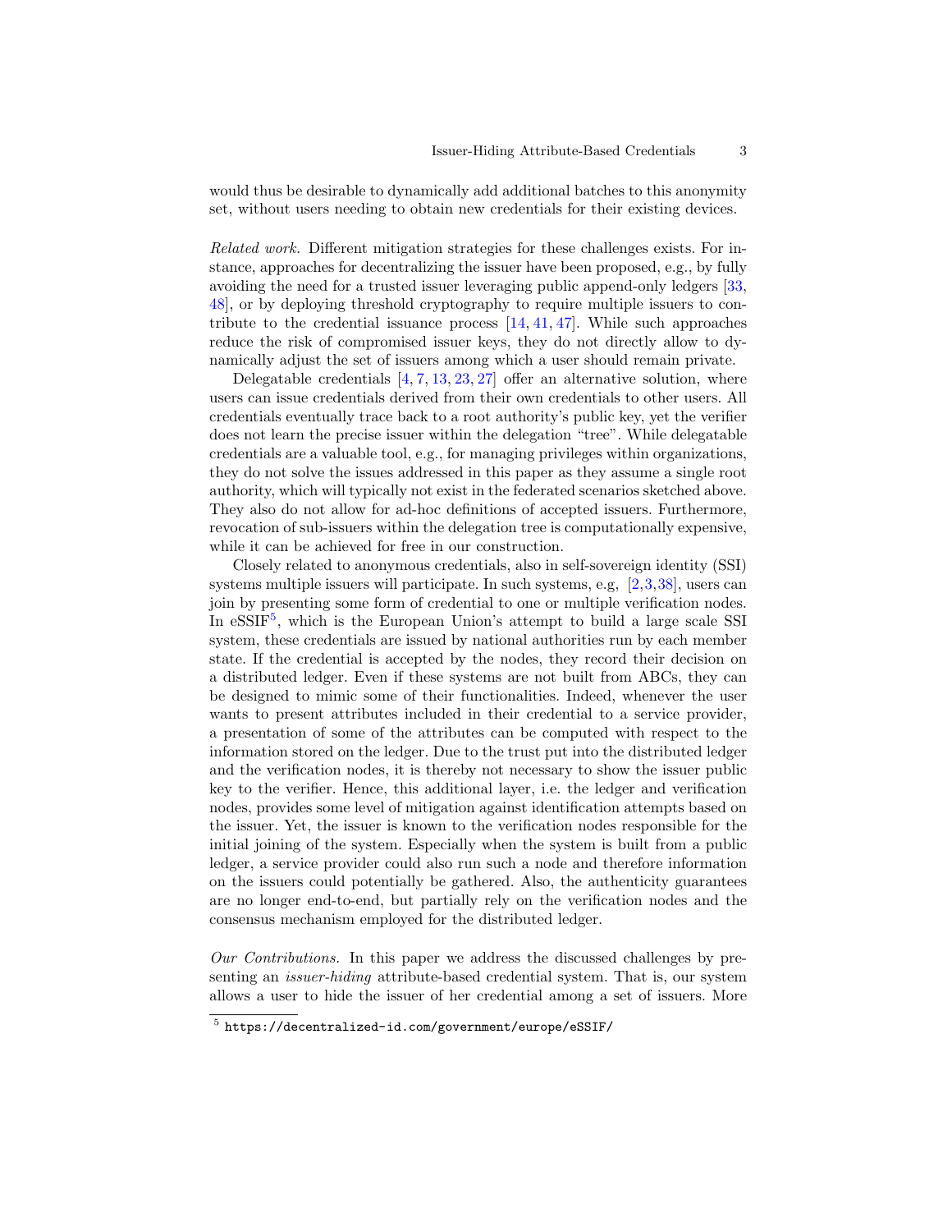would thus be desirable to dynamically add additional batches to this anonymity set, without users needing to obtain new credentials for their existing devices.

*Related work.* Different mitigation strategies for these challenges exists. For instance, approaches for decentralizing the issuer have been proposed, e.g., by fully avoiding the need for a trusted issuer leveraging public append-only ledgers [33, 48], or by deploying threshold cryptography to require multiple issuers to contribute to the credential issuance process [14, 41, 47]. While such approaches reduce the risk of compromised issuer keys, they do not directly allow to dynamically adjust the set of issuers among which a user should remain private.

Delegatable credentials [4, 7, 13, 23, 27] offer an alternative solution, where users can issue credentials derived from their own credentials to other users. All credentials eventually trace back to a root authority's public key, yet the verifier does not learn the precise issuer within the delegation "tree". While delegatable credentials are a valuable tool, e.g., for managing privileges within organizations, they do not solve the issues addressed in this paper as they assume a single root authority, which will typically not exist in the federated scenarios sketched above. They also do not allow for ad-hoc definitions of accepted issuers. Furthermore, revocation of sub-issuers within the delegation tree is computationally expensive, while it can be achieved for free in our construction.

Closely related to anonymous credentials, also in self-sovereign identity (SSI) systems multiple issuers will participate. In such systems, e.g, [2,3,38], users can join by presenting some form of credential to one or multiple verification nodes. In eSSIF[5], which is the European Union's attempt to build a large scale SSI system, these credentials are issued by national authorities run by each member state. If the credential is accepted by the nodes, they record their decision on a distributed ledger. Even if these systems are not built from ABCs, they can be designed to mimic some of their functionalities. Indeed, whenever the user wants to present attributes included in their credential to a service provider, a presentation of some of the attributes can be computed with respect to the information stored on the ledger. Due to the trust put into the distributed ledger and the verification nodes, it is thereby not necessary to show the issuer public key to the verifier. Hence, this additional layer, i.e. the ledger and verification nodes, provides some level of mitigation against identification attempts based on the issuer. Yet, the issuer is known to the verification nodes responsible for the initial joining of the system. Especially when the system is built from a public ledger, a service provider could also run such a node and therefore information on the issuers could potentially be gathered. Also, the authenticity guarantees are no longer end-to-end, but partially rely on the verification nodes and the consensus mechanism employed for the distributed ledger.

*Our Contributions.* In this paper we address the discussed challenges by presenting an *issuer-hiding* attribute-based credential system. That is, our system allows a user to hide the issuer of her credential among a set of issuers. More

[5] `https://decentralized-id.com/government/europe/eSSIF/`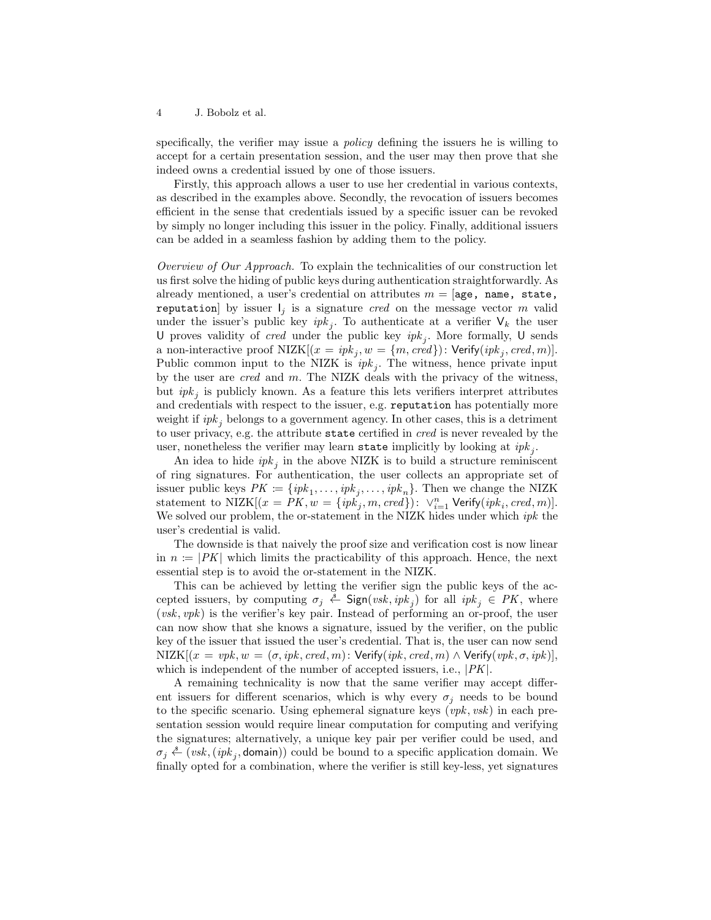specifically, the verifier may issue a *policy* defining the issuers he is willing to accept for a certain presentation session, and the user may then prove that she indeed owns a credential issued by one of those issuers.

Firstly, this approach allows a user to use her credential in various contexts, as described in the examples above. Secondly, the revocation of issuers becomes efficient in the sense that credentials issued by a specific issuer can be revoked by simply no longer including this issuer in the policy. Finally, additional issuers can be added in a seamless fashion by adding them to the policy.

*Overview of Our Approach.* To explain the technicalities of our construction let us first solve the hiding of public keys during authentication straightforwardly. As already mentioned, a user's credential on attributes $m = [\texttt{age, name, state, reputation}]$ by issuer $\mathsf{I}_j$ is a signature *cred* on the message vector $m$ valid under the issuer's public key $ipk_j$. To authenticate at a verifier $\mathsf{V}_k$ the user $\mathsf{U}$ proves validity of *cred* under the public key $ipk_j$. More formally, $\mathsf{U}$ sends a non-interactive proof $\text{NIZK}[(x = ipk_j, w = \{m, cred\}) \colon \mathsf{Verify}(ipk_j, cred, m)]$. Public common input to the NIZK is $ipk_j$. The witness, hence private input by the user are *cred* and $m$. The NIZK deals with the privacy of the witness, but $ipk_j$ is publicly known. As a feature this lets verifiers interpret attributes and credentials with respect to the issuer, e.g. reputation has potentially more weight if $ipk_j$ belongs to a government agency. In other cases, this is a detriment to user privacy, e.g. the attribute state certified in *cred* is never revealed by the user, nonetheless the verifier may learn state implicitly by looking at $ipk_j$.

An idea to hide $ipk_j$ in the above NIZK is to build a structure reminiscent of ring signatures. For authentication, the user collects an appropriate set of issuer public keys $PK \coloneqq \{ipk_1, \dots, ipk_j, \dots, ipk_n\}$. Then we change the NIZK statement to $\text{NIZK}[(x = PK, w = \{ipk_j, m, cred\}) \colon \vee_{i=1}^{n} \mathsf{Verify}(ipk_i, cred, m)]$. We solved our problem, the or-statement in the NIZK hides under which $ipk$ the user's credential is valid.

The downside is that naively the proof size and verification cost is now linear in $n \coloneqq |PK|$ which limits the practicability of this approach. Hence, the next essential step is to avoid the or-statement in the NIZK.

This can be achieved by letting the verifier sign the public keys of the accepted issuers, by computing $\sigma_j \xleftarrow{\$} \mathsf{Sign}(vsk, ipk_j)$ for all $ipk_j \in PK$, where $(vsk, vpk)$ is the verifier's key pair. Instead of performing an or-proof, the user can now show that she knows a signature, issued by the verifier, on the public key of the issuer that issued the user's credential. That is, the user can now send $\text{NIZK}[(x = vpk, w = (\sigma, ipk, cred, m) \colon \mathsf{Verify}(ipk, cred, m) \wedge \mathsf{Verify}(vpk, \sigma, ipk)]$, which is independent of the number of accepted issuers, i.e., $|PK|$.

A remaining technicality is now that the same verifier may accept different issuers for different scenarios, which is why every $\sigma_j$ needs to be bound to the specific scenario. Using ephemeral signature keys $(vpk, vsk)$ in each presentation session would require linear computation for computing and verifying the signatures; alternatively, a unique key pair per verifier could be used, and $\sigma_j \xleftarrow{\$} (vsk, (ipk_j, \mathsf{domain}))$ could be bound to a specific application domain. We finally opted for a combination, where the verifier is still key-less, yet signatures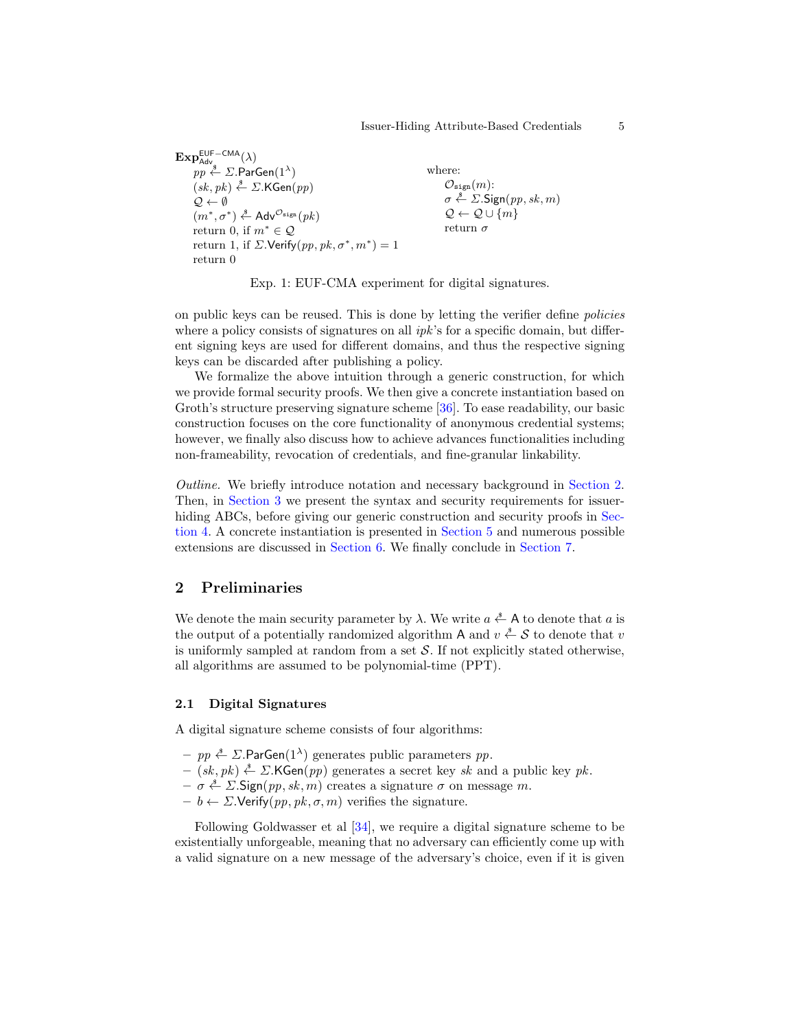$\mathbf{Exp}^{\mathsf{EUF-CMA}}_{\mathsf{Adv}}(\lambda)$
 $pp \xleftarrow{\$} \Sigma.\mathsf{ParGen}(1^\lambda)$
 $(sk, pk) \xleftarrow{\$} \Sigma.\mathsf{KGen}(pp)$
 $\mathcal{Q} \leftarrow \emptyset$
 $(m^*, \sigma^*) \xleftarrow{\$} \mathsf{Adv}^{\mathcal{O}_{\mathtt{sign}}}(pk)$
 return 0, if $m^* \in \mathcal{Q}$
 return 1, if $\Sigma.\mathsf{Verify}(pp, pk, \sigma^*, m^*) = 1$
 return 0

where:
 $\mathcal{O}_{\mathtt{sign}}(m)$:
 $\sigma \xleftarrow{\$} \Sigma.\mathsf{Sign}(pp, sk, m)$
 $\mathcal{Q} \leftarrow \mathcal{Q} \cup \{m\}$
 return $\sigma$

Exp. 1: EUF-CMA experiment for digital signatures.

on public keys can be reused. This is done by letting the verifier define *policies* where a policy consists of signatures on all *ipk*'s for a specific domain, but different signing keys are used for different domains, and thus the respective signing keys can be discarded after publishing a policy.

We formalize the above intuition through a generic construction, for which we provide formal security proofs. We then give a concrete instantiation based on Groth's structure preserving signature scheme [36]. To ease readability, our basic construction focuses on the core functionality of anonymous credential systems; however, we finally also discuss how to achieve advances functionalities including non-frameability, revocation of credentials, and fine-granular linkability.

*Outline.* We briefly introduce notation and necessary background in Section 2. Then, in Section 3 we present the syntax and security requirements for issuer-hiding ABCs, before giving our generic construction and security proofs in Section 4. A concrete instantiation is presented in Section 5 and numerous possible extensions are discussed in Section 6. We finally conclude in Section 7.

## 2 Preliminaries

We denote the main security parameter by $\lambda$. We write $a \xleftarrow{\$} \mathsf{A}$ to denote that $a$ is the output of a potentially randomized algorithm $\mathsf{A}$ and $v \xleftarrow{\$} \mathcal{S}$ to denote that $v$ is uniformly sampled at random from a set $\mathcal{S}$. If not explicitly stated otherwise, all algorithms are assumed to be polynomial-time (PPT).

### 2.1 Digital Signatures

A digital signature scheme consists of four algorithms:

- $pp \xleftarrow{\$} \Sigma.\mathsf{ParGen}(1^\lambda)$ generates public parameters $pp$.
- $(sk, pk) \xleftarrow{\$} \Sigma.\mathsf{KGen}(pp)$ generates a secret key $sk$ and a public key $pk$.
- $\sigma \xleftarrow{\$} \Sigma.\mathsf{Sign}(pp, sk, m)$ creates a signature $\sigma$ on message $m$.
- $b \leftarrow \Sigma.\mathsf{Verify}(pp, pk, \sigma, m)$ verifies the signature.

Following Goldwasser et al [34], we require a digital signature scheme to be existentially unforgeable, meaning that no adversary can efficiently come up with a valid signature on a new message of the adversary's choice, even if it is given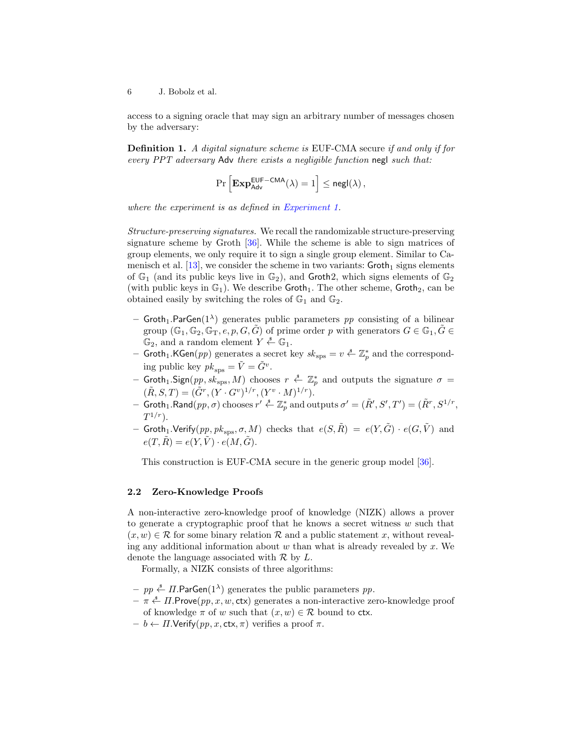access to a signing oracle that may sign an arbitrary number of messages chosen by the adversary:

**Definition 1.** *A digital signature scheme is* EUF-CMA secure *if and only if for every PPT adversary* Adv *there exists a negligible function* negl *such that:*

$$\Pr\left[\mathbf{Exp}^{\mathsf{EUF-CMA}}_{\mathsf{Adv}}(\lambda) = 1\right] \leq \mathsf{negl}(\lambda)\,,$$

*where the experiment is as defined in Experiment 1.*

*Structure-preserving signatures.* We recall the randomizable structure-preserving signature scheme by Groth [36]. While the scheme is able to sign matrices of group elements, we only require it to sign a single group element. Similar to Camenisch et al. [13], we consider the scheme in two variants: $\mathsf{Groth}_1$ signs elements of $\mathbb{G}_1$ (and its public keys live in $\mathbb{G}_2$), and Groth2, which signs elements of $\mathbb{G}_2$ (with public keys in $\mathbb{G}_1$). We describe $\mathsf{Groth}_1$. The other scheme, $\mathsf{Groth}_2$, can be obtained easily by switching the roles of $\mathbb{G}_1$ and $\mathbb{G}_2$.

- $\mathsf{Groth}_1.\mathsf{ParGen}(1^\lambda)$ generates public parameters $pp$ consisting of a bilinear group $(\mathbb{G}_1, \mathbb{G}_2, \mathbb{G}_T, e, p, G, \tilde{G})$ of prime order $p$ with generators $G \in \mathbb{G}_1, \tilde{G} \in \mathbb{G}_2$, and a random element $Y \xleftarrow{\$} \mathbb{G}_1$.
- $\mathsf{Groth}_1.\mathsf{KGen}(pp)$ generates a secret key $sk_{\text{sps}} = v \xleftarrow{\$} \mathbb{Z}_p^*$ and the corresponding public key $pk_{\text{sps}} = \tilde{V} = \tilde{G}^v$.
- $\mathsf{Groth}_1.\mathsf{Sign}(pp, sk_{\text{sps}}, M)$ chooses $r \xleftarrow{\$} \mathbb{Z}_p^*$ and outputs the signature $\sigma = (\tilde{R}, S, T) = (\tilde{G}^r, (Y \cdot G^v)^{1/r}, (Y^v \cdot M)^{1/r})$.
- $\mathsf{Groth}_1.\mathsf{Rand}(pp, \sigma)$ chooses $r' \xleftarrow{\$} \mathbb{Z}_p^*$ and outputs $\sigma' = (\tilde{R}', S', T') = (\tilde{R}^r, S^{1/r}, T^{1/r})$.
- $\mathsf{Groth}_1.\mathsf{Verify}(pp, pk_{\text{sps}}, \sigma, M)$ checks that $e(S, \tilde{R}) = e(Y, \tilde{G}) \cdot e(G, \tilde{V})$ and $e(T, \tilde{R}) = e(Y, \tilde{V}) \cdot e(M, \tilde{G})$.

This construction is EUF-CMA secure in the generic group model [36].

### 2.2 Zero-Knowledge Proofs

A non-interactive zero-knowledge proof of knowledge (NIZK) allows a prover to generate a cryptographic proof that he knows a secret witness $w$ such that $(x, w) \in \mathcal{R}$ for some binary relation $\mathcal{R}$ and a public statement $x$, without revealing any additional information about $w$ than what is already revealed by $x$. We denote the language associated with $\mathcal{R}$ by $L$.

Formally, a NIZK consists of three algorithms:

- $pp \xleftarrow{\$} \Pi.\mathsf{ParGen}(1^\lambda)$ generates the public parameters $pp$.
- $\pi \xleftarrow{\$} \Pi.\mathsf{Prove}(pp, x, w, \mathsf{ctx})$ generates a non-interactive zero-knowledge proof of knowledge $\pi$ of $w$ such that $(x, w) \in \mathcal{R}$ bound to $\mathsf{ctx}$.
- $b \leftarrow \Pi.\mathsf{Verify}(pp, x, \mathsf{ctx}, \pi)$ verifies a proof $\pi$.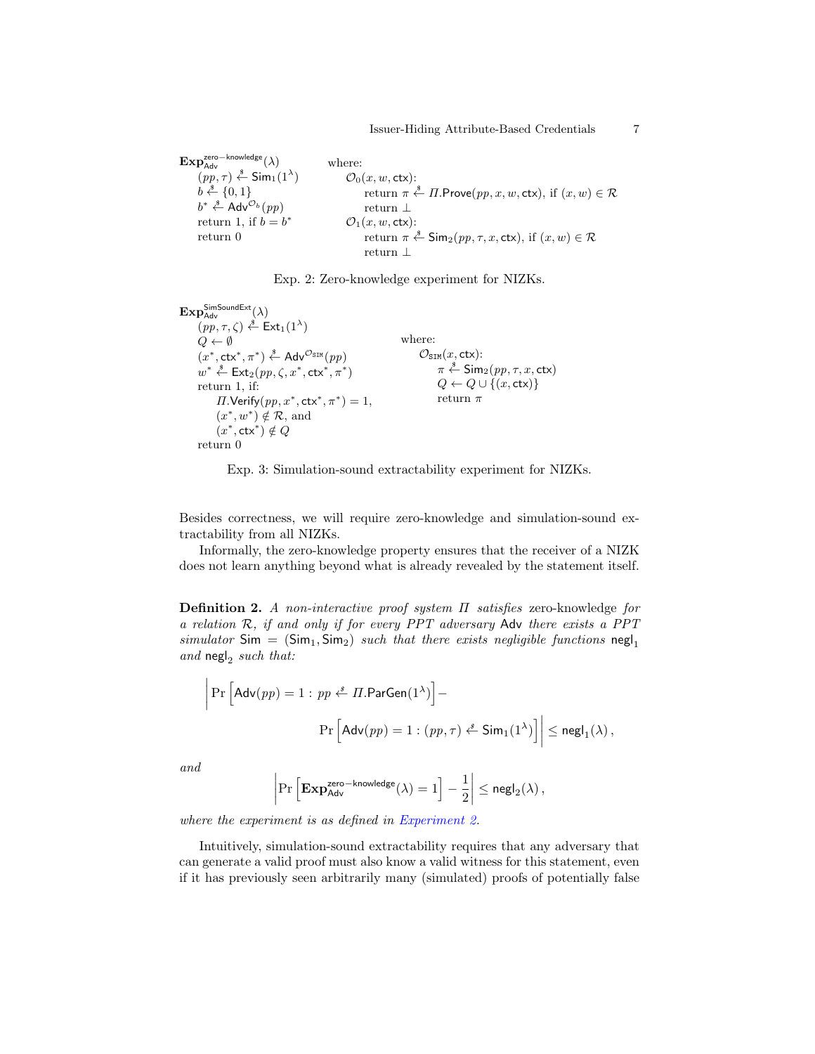$\mathbf{Exp}^{\mathsf{zero-knowledge}}_{\mathsf{Adv}}(\lambda)$
  $(pp, \tau) \xleftarrow{\$} \mathsf{Sim}_1(1^\lambda)$
  $b \xleftarrow{\$} \{0,1\}$
  $b^* \xleftarrow{\$} \mathsf{Adv}^{\mathcal{O}_b}(pp)$
  return 1, if $b = b^*$
  return 0

where:
  $\mathcal{O}_0(x, w, \mathsf{ctx})$:
    return $\pi \xleftarrow{\$} \Pi.\mathsf{Prove}(pp, x, w, \mathsf{ctx})$, if $(x, w) \in \mathcal{R}$
    return $\perp$
  $\mathcal{O}_1(x, w, \mathsf{ctx})$:
    return $\pi \xleftarrow{\$} \mathsf{Sim}_2(pp, \tau, x, \mathsf{ctx})$, if $(x, w) \in \mathcal{R}$
    return $\perp$

Exp. 2: Zero-knowledge experiment for NIZKs.

$\mathbf{Exp}^{\mathsf{SimSoundExt}}_{\mathsf{Adv}}(\lambda)$
  $(pp, \tau, \zeta) \xleftarrow{\$} \mathsf{Ext}_1(1^\lambda)$
  $Q \leftarrow \emptyset$
  $(x^*, \mathsf{ctx}^*, \pi^*) \xleftarrow{\$} \mathsf{Adv}^{\mathcal{O}_{\mathtt{SIM}}}(pp)$
  $w^* \xleftarrow{\$} \mathsf{Ext}_2(pp, \zeta, x^*, \mathsf{ctx}^*, \pi^*)$
  return 1, if:
    $\Pi.\mathsf{Verify}(pp, x^*, \mathsf{ctx}^*, \pi^*) = 1$,
    $(x^*, w^*) \notin \mathcal{R}$, and
    $(x^*, \mathsf{ctx}^*) \notin Q$
  return 0

where:
  $\mathcal{O}_{\mathtt{SIM}}(x, \mathsf{ctx})$:
    $\pi \xleftarrow{\$} \mathsf{Sim}_2(pp, \tau, x, \mathsf{ctx})$
    $Q \leftarrow Q \cup \{(x, \mathsf{ctx})\}$
    return $\pi$

Exp. 3: Simulation-sound extractability experiment for NIZKs.

Besides correctness, we will require zero-knowledge and simulation-sound extractability from all NIZKs.

Informally, the zero-knowledge property ensures that the receiver of a NIZK does not learn anything beyond what is already revealed by the statement itself.

**Definition 2.** *A non-interactive proof system $\Pi$ satisfies* zero-knowledge *for a relation $\mathcal{R}$, if and only if for every PPT adversary* Adv *there exists a PPT simulator* $\mathsf{Sim} = (\mathsf{Sim}_1, \mathsf{Sim}_2)$ *such that there exists negligible functions* $\mathsf{negl}_1$ *and* $\mathsf{negl}_2$ *such that:*

$$\left| \Pr\left[\mathsf{Adv}(pp) = 1 : pp \xleftarrow{\$} \Pi.\mathsf{ParGen}(1^\lambda)\right] - \Pr\left[\mathsf{Adv}(pp) = 1 : (pp, \tau) \xleftarrow{\$} \mathsf{Sim}_1(1^\lambda)\right] \right| \leq \mathsf{negl}_1(\lambda)\,,$$

*and*

$$\left| \Pr\left[\mathbf{Exp}^{\mathsf{zero-knowledge}}_{\mathsf{Adv}}(\lambda) = 1\right] - \frac{1}{2} \right| \leq \mathsf{negl}_2(\lambda)\,,$$

*where the experiment is as defined in Experiment 2.*

Intuitively, simulation-sound extractability requires that any adversary that can generate a valid proof must also know a valid witness for this statement, even if it has previously seen arbitrarily many (simulated) proofs of potentially false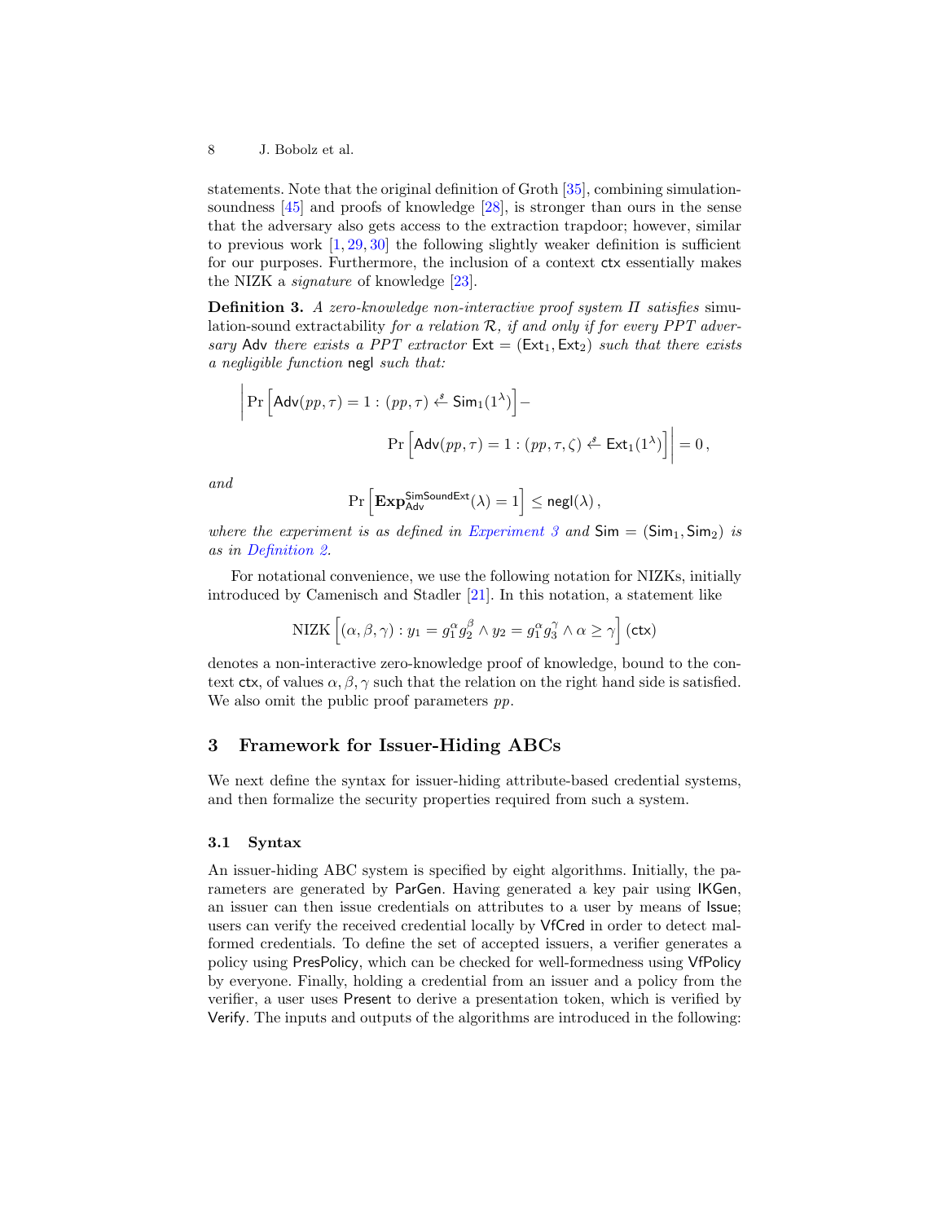statements. Note that the original definition of Groth [35], combining simulation-soundness [45] and proofs of knowledge [28], is stronger than ours in the sense that the adversary also gets access to the extraction trapdoor; however, similar to previous work [1, 29, 30] the following slightly weaker definition is sufficient for our purposes. Furthermore, the inclusion of a context $\mathsf{ctx}$ essentially makes the NIZK a *signature* of knowledge [23].

**Definition 3.** *A zero-knowledge non-interactive proof system $\Pi$ satisfies* simulation-sound extractability *for a relation $\mathcal{R}$, if and only if for every PPT adversary $\mathsf{Adv}$ there exists a PPT extractor $\mathsf{Ext} = (\mathsf{Ext}_1, \mathsf{Ext}_2)$ such that there exists a negligible function $\mathsf{negl}$ such that:*

$$\Bigg| \Pr\left[\mathsf{Adv}(pp, \tau) = 1 : (pp, \tau) \xleftarrow{\$} \mathsf{Sim}_1(1^\lambda)\right] - \Pr\left[\mathsf{Adv}(pp, \tau) = 1 : (pp, \tau, \zeta) \xleftarrow{\$} \mathsf{Ext}_1(1^\lambda)\right] \Bigg| = 0\,,$$

*and*

$$\Pr\left[\mathbf{Exp}^{\mathsf{SimSoundExt}}_{\mathsf{Adv}}(\lambda) = 1\right] \le \mathsf{negl}(\lambda)\,,$$

*where the experiment is as defined in Experiment 3 and $\mathsf{Sim} = (\mathsf{Sim}_1, \mathsf{Sim}_2)$ is as in Definition 2.*

For notational convenience, we use the following notation for NIZKs, initially introduced by Camenisch and Stadler [21]. In this notation, a statement like

$$\mathrm{NIZK}\left[(\alpha, \beta, \gamma) : y_1 = g_1^\alpha g_2^\beta \wedge y_2 = g_1^\alpha g_3^\gamma \wedge \alpha \ge \gamma\right](\mathsf{ctx})$$

denotes a non-interactive zero-knowledge proof of knowledge, bound to the context $\mathsf{ctx}$, of values $\alpha, \beta, \gamma$ such that the relation on the right hand side is satisfied. We also omit the public proof parameters $pp$.

## 3 Framework for Issuer-Hiding ABCs

We next define the syntax for issuer-hiding attribute-based credential systems, and then formalize the security properties required from such a system.

### 3.1 Syntax

An issuer-hiding ABC system is specified by eight algorithms. Initially, the parameters are generated by $\mathsf{ParGen}$. Having generated a key pair using $\mathsf{IKGen}$, an issuer can then issue credentials on attributes to a user by means of $\mathsf{Issue}$; users can verify the received credential locally by $\mathsf{VfCred}$ in order to detect malformed credentials. To define the set of accepted issuers, a verifier generates a policy using $\mathsf{PresPolicy}$, which can be checked for well-formedness using $\mathsf{VfPolicy}$ by everyone. Finally, holding a credential from an issuer and a policy from the verifier, a user uses $\mathsf{Present}$ to derive a presentation token, which is verified by $\mathsf{Verify}$. The inputs and outputs of the algorithms are introduced in the following: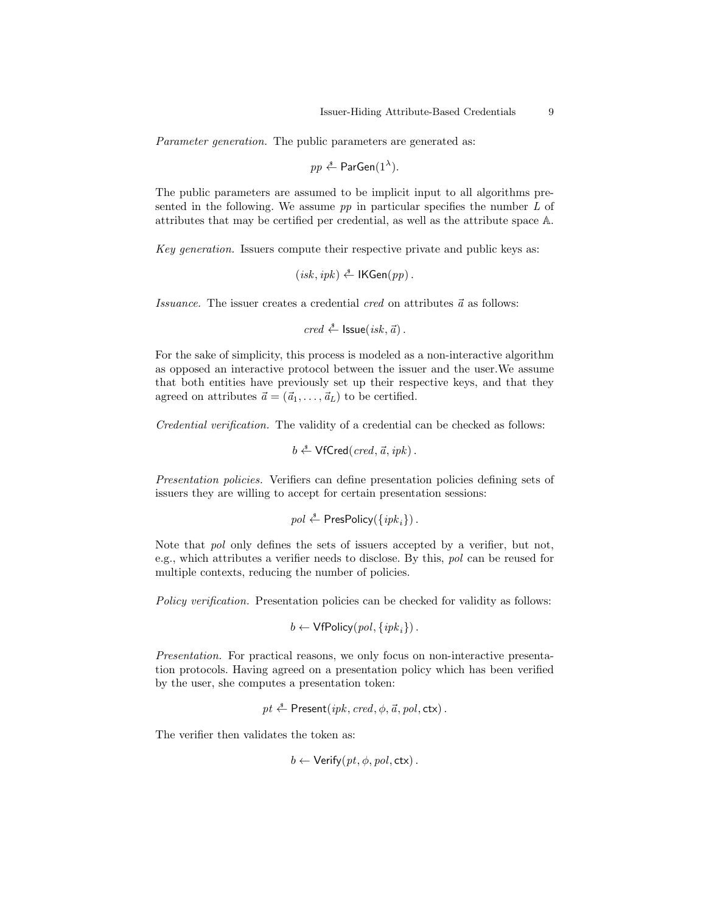*Parameter generation.* The public parameters are generated as:

$$pp \xleftarrow{\$} \mathsf{ParGen}(1^\lambda).$$

The public parameters are assumed to be implicit input to all algorithms presented in the following. We assume $pp$ in particular specifies the number $L$ of attributes that may be certified per credential, as well as the attribute space $\mathbb{A}$.

*Key generation.* Issuers compute their respective private and public keys as:

$$(isk, ipk) \xleftarrow{\$} \mathsf{IKGen}(pp)\,.$$

*Issuance.* The issuer creates a credential $cred$ on attributes $\vec{a}$ as follows:

$$cred \xleftarrow{\$} \mathsf{Issue}(isk, \vec{a})\,.$$

For the sake of simplicity, this process is modeled as a non-interactive algorithm as opposed an interactive protocol between the issuer and the user.We assume that both entities have previously set up their respective keys, and that they agreed on attributes $\vec{a} = (\vec{a}_1, \ldots, \vec{a}_L)$ to be certified.

*Credential verification.* The validity of a credential can be checked as follows:

$$b \xleftarrow{\$} \mathsf{VfCred}(cred, \vec{a}, ipk)\,.$$

*Presentation policies.* Verifiers can define presentation policies defining sets of issuers they are willing to accept for certain presentation sessions:

$$pol \xleftarrow{\$} \mathsf{PresPolicy}(\{ipk_i\})\,.$$

Note that $pol$ only defines the sets of issuers accepted by a verifier, but not, e.g., which attributes a verifier needs to disclose. By this, $pol$ can be reused for multiple contexts, reducing the number of policies.

*Policy verification.* Presentation policies can be checked for validity as follows:

$$b \leftarrow \mathsf{VfPolicy}(pol, \{ipk_i\})\,.$$

*Presentation.* For practical reasons, we only focus on non-interactive presentation protocols. Having agreed on a presentation policy which has been verified by the user, she computes a presentation token:

$$pt \xleftarrow{\$} \mathsf{Present}(ipk, cred, \phi, \vec{a}, pol, \mathsf{ctx})\,.$$

The verifier then validates the token as:

$$b \leftarrow \mathsf{Verify}(pt, \phi, pol, \mathsf{ctx})\,.$$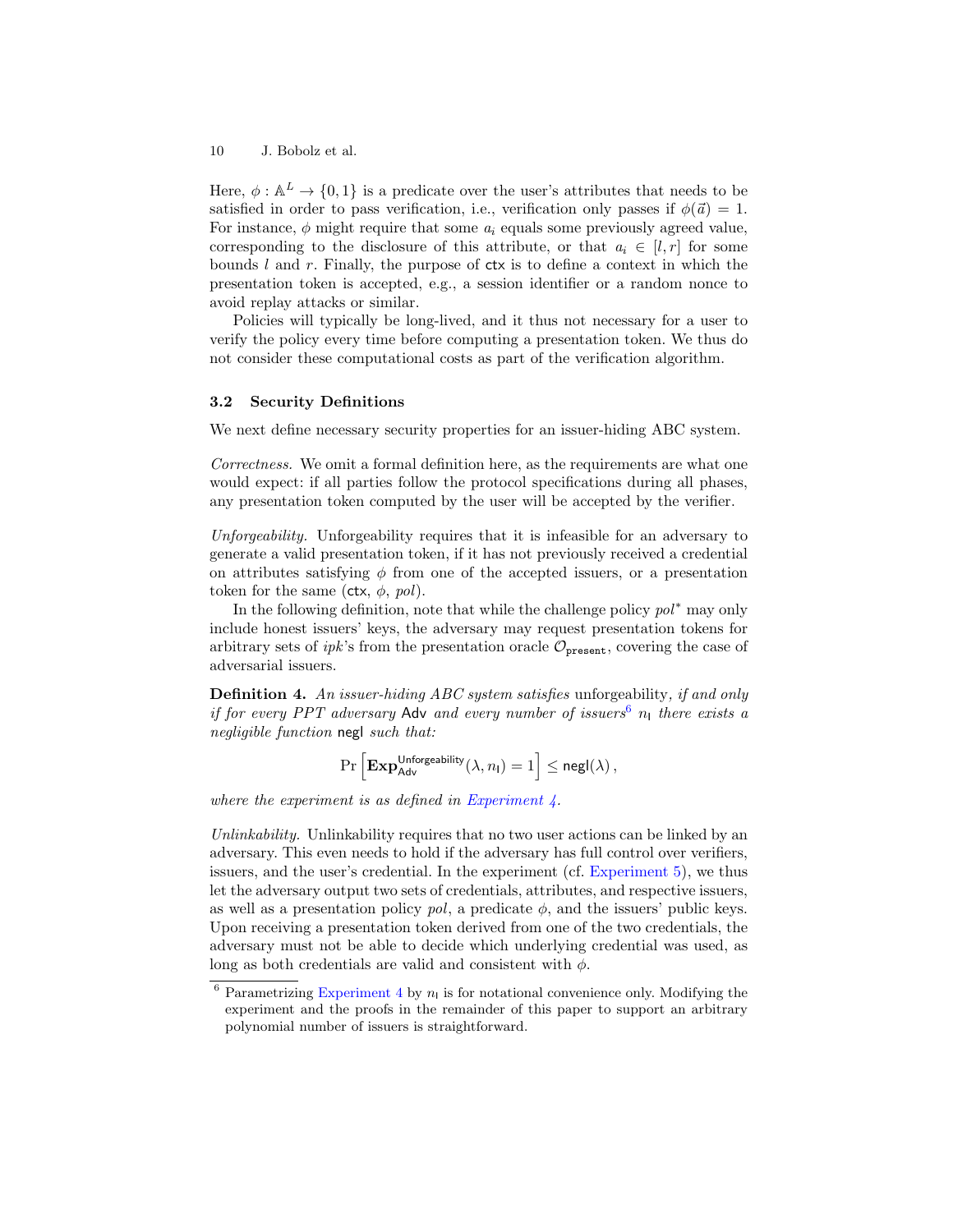Here, $\phi : \mathbb{A}^L \to \{0,1\}$ is a predicate over the user's attributes that needs to be satisfied in order to pass verification, i.e., verification only passes if $\phi(\vec{a}) = 1$. For instance, $\phi$ might require that some $a_i$ equals some previously agreed value, corresponding to the disclosure of this attribute, or that $a_i \in [l, r]$ for some bounds $l$ and $r$. Finally, the purpose of $\mathsf{ctx}$ is to define a context in which the presentation token is accepted, e.g., a session identifier or a random nonce to avoid replay attacks or similar.

Policies will typically be long-lived, and it thus not necessary for a user to verify the policy every time before computing a presentation token. We thus do not consider these computational costs as part of the verification algorithm.

### 3.2 Security Definitions

We next define necessary security properties for an issuer-hiding ABC system.

*Correctness.* We omit a formal definition here, as the requirements are what one would expect: if all parties follow the protocol specifications during all phases, any presentation token computed by the user will be accepted by the verifier.

*Unforgeability.* Unforgeability requires that it is infeasible for an adversary to generate a valid presentation token, if it has not previously received a credential on attributes satisfying $\phi$ from one of the accepted issuers, or a presentation token for the same ($\mathsf{ctx}$, $\phi$, $pol$).

In the following definition, note that while the challenge policy $pol^*$ may only include honest issuers' keys, the adversary may request presentation tokens for arbitrary sets of $ipk$'s from the presentation oracle $\mathcal{O}_{\mathtt{present}}$, covering the case of adversarial issuers.

**Definition 4.** *An issuer-hiding ABC system satisfies* unforgeability*, if and only if for every PPT adversary* $\mathsf{Adv}$ *and every number of issuers*[6] $n_\mathsf{I}$ *there exists a negligible function* $\mathsf{negl}$ *such that:*

$$\Pr\left[\mathbf{Exp}^{\mathsf{Unforgeability}}_{\mathsf{Adv}}(\lambda, n_\mathsf{I}) = 1\right] \leq \mathsf{negl}(\lambda)\,,$$

*where the experiment is as defined in Experiment 4.*

*Unlinkability.* Unlinkability requires that no two user actions can be linked by an adversary. This even needs to hold if the adversary has full control over verifiers, issuers, and the user's credential. In the experiment (cf. Experiment 5), we thus let the adversary output two sets of credentials, attributes, and respective issuers, as well as a presentation policy $pol$, a predicate $\phi$, and the issuers' public keys. Upon receiving a presentation token derived from one of the two credentials, the adversary must not be able to decide which underlying credential was used, as long as both credentials are valid and consistent with $\phi$.

[6] Parametrizing Experiment 4 by $n_\mathsf{I}$ is for notational convenience only. Modifying the experiment and the proofs in the remainder of this paper to support an arbitrary polynomial number of issuers is straightforward.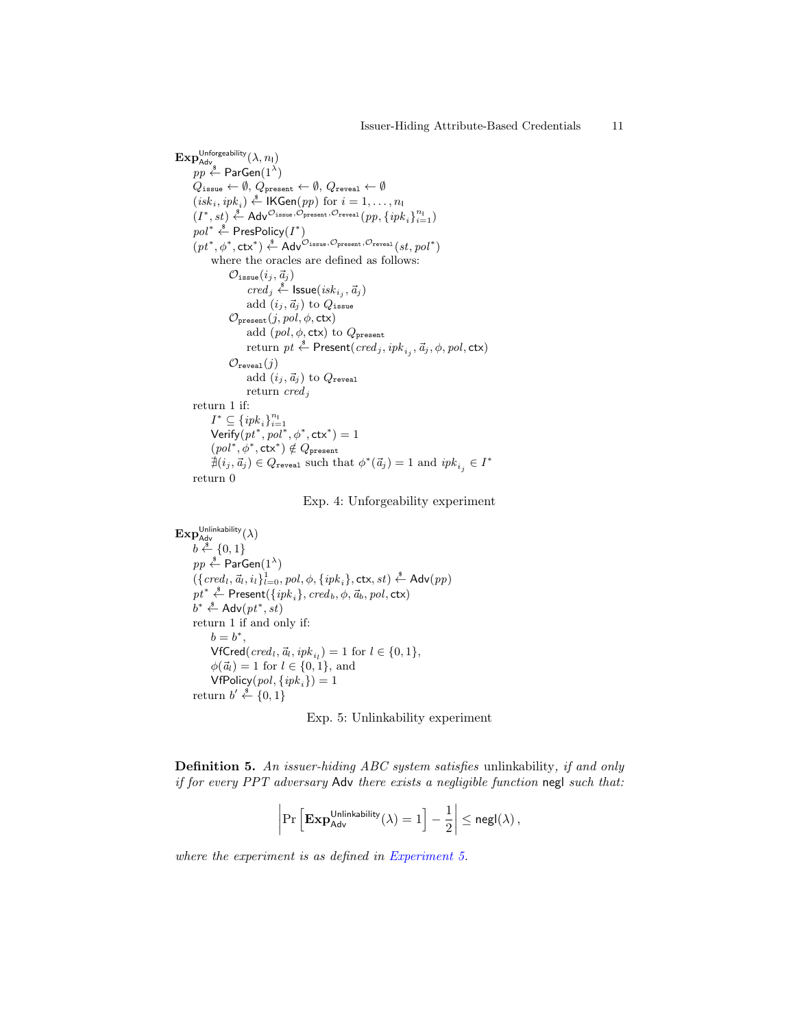$\mathbf{Exp}^{\mathsf{Unforgeability}}_{\mathsf{Adv}}(\lambda, n_\mathsf{I})$

- $pp \xleftarrow{\$} \mathsf{ParGen}(1^\lambda)$
- $Q_{\mathtt{issue}} \leftarrow \emptyset$, $Q_{\mathtt{present}} \leftarrow \emptyset$, $Q_{\mathtt{reveal}} \leftarrow \emptyset$
- $(isk_i, ipk_i) \xleftarrow{\$} \mathsf{IKGen}(pp)$ for $i = 1, \ldots, n_\mathsf{I}$
- $(I^*, st) \xleftarrow{\$} \mathsf{Adv}^{\mathcal{O}_{\mathtt{issue}}, \mathcal{O}_{\mathtt{present}}, \mathcal{O}_{\mathtt{reveal}}}(pp, \{ipk_i\}_{i=1}^{n_\mathsf{I}})$
- $pol^* \xleftarrow{\$} \mathsf{PresPolicy}(I^*)$
- $(pt^*, \phi^*, \mathsf{ctx}^*) \xleftarrow{\$} \mathsf{Adv}^{\mathcal{O}_{\mathtt{issue}}, \mathcal{O}_{\mathtt{present}}, \mathcal{O}_{\mathtt{reveal}}}(st, pol^*)$
  - where the oracles are defined as follows:
    - $\mathcal{O}_{\mathtt{issue}}(i_j, \vec{a}_j)$
      - $cred_j \xleftarrow{\$} \mathsf{Issue}(isk_{i_j}, \vec{a}_j)$
      - add $(i_j, \vec{a}_j)$ to $Q_{\mathtt{issue}}$
    - $\mathcal{O}_{\mathtt{present}}(j, pol, \phi, \mathsf{ctx})$
      - add $(pol, \phi, \mathsf{ctx})$ to $Q_{\mathtt{present}}$
      - return $pt \xleftarrow{\$} \mathsf{Present}(cred_j, ipk_{i_j}, \vec{a}_j, \phi, pol, \mathsf{ctx})$
    - $\mathcal{O}_{\mathtt{reveal}}(j)$
      - add $(i_j, \vec{a}_j)$ to $Q_{\mathtt{reveal}}$
      - return $cred_j$
- return 1 if:
  - $I^* \subseteq \{ipk_i\}_{i=1}^{n_\mathsf{I}}$
  - $\mathsf{Verify}(pt^*, pol^*, \phi^*, \mathsf{ctx}^*) = 1$
  - $(pol^*, \phi^*, \mathsf{ctx}^*) \notin Q_{\mathtt{present}}$
  - $\nexists (i_j, \vec{a}_j) \in Q_{\mathtt{reveal}}$ such that $\phi^*(\vec{a}_j) = 1$ and $ipk_{i_j} \in I^*$
- return 0

Exp. 4: Unforgeability experiment

$\mathbf{Exp}^{\mathsf{Unlinkability}}_{\mathsf{Adv}}(\lambda)$

- $b \xleftarrow{\$} \{0, 1\}$
- $pp \xleftarrow{\$} \mathsf{ParGen}(1^\lambda)$
- $(\{cred_l, \vec{a}_l, i_l\}_{l=0}^{1}, pol, \phi, \{ipk_i\}, \mathsf{ctx}, st) \xleftarrow{\$} \mathsf{Adv}(pp)$
- $pt^* \xleftarrow{\$} \mathsf{Present}(\{ipk_i\}, cred_b, \phi, \vec{a}_b, pol, \mathsf{ctx})$
- $b^* \xleftarrow{\$} \mathsf{Adv}(pt^*, st)$
- return 1 if and only if:
  - $b = b^*$,
  - $\mathsf{VfCred}(cred_l, \vec{a}_l, ipk_{i_l}) = 1$ for $l \in \{0, 1\}$,
  - $\phi(\vec{a}_l) = 1$ for $l \in \{0, 1\}$, and
  - $\mathsf{VfPolicy}(pol, \{ipk_i\}) = 1$
- return $b' \xleftarrow{\$} \{0, 1\}$

Exp. 5: Unlinkability experiment

**Definition 5.** *An issuer-hiding ABC system satisfies* unlinkability*, if and only if for every PPT adversary* Adv *there exists a negligible function* negl *such that:*

$$\left| \Pr\left[ \mathbf{Exp}^{\mathsf{Unlinkability}}_{\mathsf{Adv}}(\lambda) = 1 \right] - \frac{1}{2} \right| \leq \mathsf{negl}(\lambda) \,,$$

*where the experiment is as defined in Experiment 5.*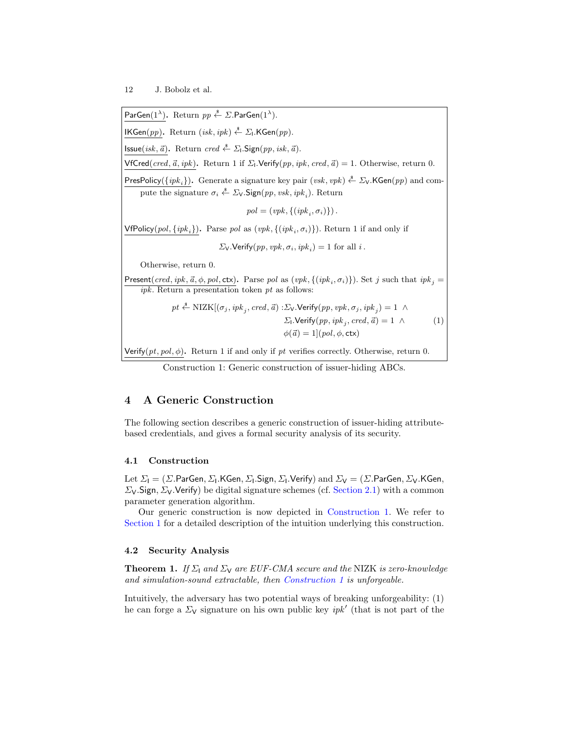$\underline{\mathsf{ParGen}(1^\lambda)}$. Return $pp \xleftarrow{\$} \Sigma.\mathsf{ParGen}(1^\lambda)$.

$\underline{\mathsf{IKGen}(pp)}$. Return $(isk, ipk) \xleftarrow{\$} \Sigma_\mathsf{I}.\mathsf{KGen}(pp)$.

$\underline{\mathsf{Issue}(isk, \vec{a})}$. Return $cred \xleftarrow{\$} \Sigma_\mathsf{I}.\mathsf{Sign}(pp, isk, \vec{a})$.

$\underline{\mathsf{VfCred}(cred, \vec{a}, ipk)}$. Return 1 if $\Sigma_\mathsf{I}.\mathsf{Verify}(pp, ipk, cred, \vec{a}) = 1$. Otherwise, return 0.

$\underline{\mathsf{PresPolicy}(\{ipk_i\})}$. Generate a signature key pair $(vsk, vpk) \xleftarrow{\$} \Sigma_\mathsf{V}.\mathsf{KGen}(pp)$ and compute the signature $\sigma_i \xleftarrow{\$} \Sigma_\mathsf{V}.\mathsf{Sign}(pp, vsk, ipk_i)$. Return

$$pol = (vpk, \{(ipk_i, \sigma_i)\}) .$$

$\underline{\mathsf{VfPolicy}(pol, \{ipk_i\})}$. Parse $pol$ as $(vpk, \{(ipk_i, \sigma_i)\})$. Return 1 if and only if

$$\Sigma_\mathsf{V}.\mathsf{Verify}(pp, vpk, \sigma_i, ipk_i) = 1 \text{ for all } i .$$

Otherwise, return 0.

$\underline{\mathsf{Present}(cred, ipk, \vec{a}, \phi, pol, \mathsf{ctx})}$. Parse $pol$ as $(vpk, \{(ipk_i, \sigma_i)\})$. Set $j$ such that $ipk_j = ipk$. Return a presentation token $pt$ as follows:

$$pt \xleftarrow{\$} \mathrm{NIZK}[(\sigma_j, ipk_j, cred, \vec{a}) : \Sigma_\mathsf{V}.\mathsf{Verify}(pp, vpk, \sigma_j, ipk_j) = 1 \ \wedge \ \Sigma_\mathsf{I}.\mathsf{Verify}(pp, ipk_j, cred, \vec{a}) = 1 \ \wedge \ \phi(\vec{a}) = 1](pol, \phi, \mathsf{ctx}) \tag{1}$$

$\underline{\mathsf{Verify}(pt, pol, \phi)}$. Return 1 if and only if $pt$ verifies correctly. Otherwise, return 0.

Construction 1: Generic construction of issuer-hiding ABCs.

## 4 A Generic Construction

The following section describes a generic construction of issuer-hiding attribute-based credentials, and gives a formal security analysis of its security.

### 4.1 Construction

Let $\Sigma_\mathsf{I} = (\Sigma.\mathsf{ParGen}, \Sigma_\mathsf{I}.\mathsf{KGen}, \Sigma_\mathsf{I}.\mathsf{Sign}, \Sigma_\mathsf{I}.\mathsf{Verify})$ and $\Sigma_\mathsf{V} = (\Sigma.\mathsf{ParGen}, \Sigma_\mathsf{V}.\mathsf{KGen}, \Sigma_\mathsf{V}.\mathsf{Sign}, \Sigma_\mathsf{V}.\mathsf{Verify})$ be digital signature schemes (cf. Section 2.1) with a common parameter generation algorithm.

Our generic construction is now depicted in Construction 1. We refer to Section 1 for a detailed description of the intuition underlying this construction.

### 4.2 Security Analysis

**Theorem 1.** *If $\Sigma_\mathsf{I}$ and $\Sigma_\mathsf{V}$ are EUF-CMA secure and the* NIZK *is zero-knowledge and simulation-sound extractable, then Construction 1 is unforgeable.*

Intuitively, the adversary has two potential ways of breaking unforgeability: (1) he can forge a $\Sigma_\mathsf{V}$ signature on his own public key $ipk'$ (that is not part of the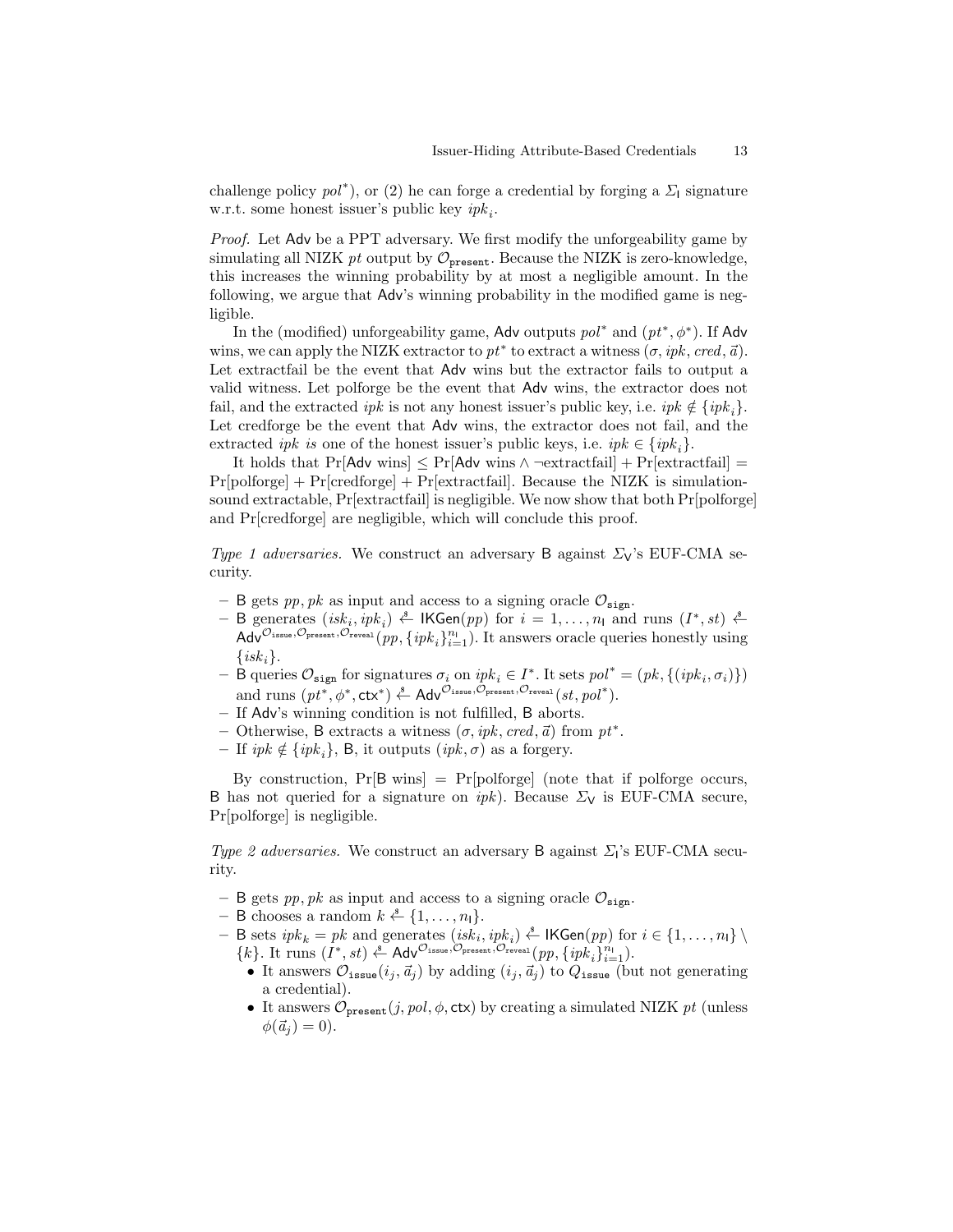challenge policy $pol^*$), or (2) he can forge a credential by forging a $\Sigma_\mathsf{I}$ signature w.r.t. some honest issuer's public key $ipk_i$.

*Proof.* Let $\mathsf{Adv}$ be a PPT adversary. We first modify the unforgeability game by simulating all NIZK $pt$ output by $\mathcal{O}_{\mathtt{present}}$. Because the NIZK is zero-knowledge, this increases the winning probability by at most a negligible amount. In the following, we argue that $\mathsf{Adv}$'s winning probability in the modified game is negligible.

In the (modified) unforgeability game, $\mathsf{Adv}$ outputs $pol^*$ and $(pt^*, \phi^*)$. If $\mathsf{Adv}$ wins, we can apply the NIZK extractor to $pt^*$ to extract a witness $(\sigma, ipk, cred, \vec{a})$. Let extractfail be the event that $\mathsf{Adv}$ wins but the extractor fails to output a valid witness. Let polforge be the event that $\mathsf{Adv}$ wins, the extractor does not fail, and the extracted $ipk$ is not any honest issuer's public key, i.e. $ipk \notin \{ipk_i\}$. Let credforge be the event that $\mathsf{Adv}$ wins, the extractor does not fail, and the extracted $ipk$ *is* one of the honest issuer's public keys, i.e. $ipk \in \{ipk_i\}$.

It holds that $\Pr[\mathsf{Adv} \text{ wins}] \leq \Pr[\mathsf{Adv} \text{ wins} \wedge \neg\text{extractfail}] + \Pr[\text{extractfail}] = \Pr[\text{polforge}] + \Pr[\text{credforge}] + \Pr[\text{extractfail}]$. Because the NIZK is simulation-sound extractable, $\Pr[\text{extractfail}]$ is negligible. We now show that both $\Pr[\text{polforge}]$ and $\Pr[\text{credforge}]$ are negligible, which will conclude this proof.

*Type 1 adversaries.* We construct an adversary $\mathsf{B}$ against $\Sigma_\mathsf{V}$'s EUF-CMA security.

- $\mathsf{B}$ gets $pp, pk$ as input and access to a signing oracle $\mathcal{O}_{\mathtt{sign}}$.
- $\mathsf{B}$ generates $(isk_i, ipk_i) \xleftarrow{\$} \mathsf{IKGen}(pp)$ for $i = 1, \dots, n_\mathsf{I}$ and runs $(I^*, st) \xleftarrow{\$} \mathsf{Adv}^{\mathcal{O}_{\mathtt{issue}}, \mathcal{O}_{\mathtt{present}}, \mathcal{O}_{\mathtt{reveal}}}(pp, \{ipk_i\}_{i=1}^{n_\mathsf{I}})$. It answers oracle queries honestly using $\{isk_i\}$.
- $\mathsf{B}$ queries $\mathcal{O}_{\mathtt{sign}}$ for signatures $\sigma_i$ on $ipk_i \in I^*$. It sets $pol^* = (pk, \{(ipk_i, \sigma_i)\})$ and runs $(pt^*, \phi^*, \mathsf{ctx}^*) \xleftarrow{\$} \mathsf{Adv}^{\mathcal{O}_{\mathtt{issue}}, \mathcal{O}_{\mathtt{present}}, \mathcal{O}_{\mathtt{reveal}}}(st, pol^*)$.
- If $\mathsf{Adv}$'s winning condition is not fulfilled, $\mathsf{B}$ aborts.
- Otherwise, $\mathsf{B}$ extracts a witness $(\sigma, ipk, cred, \vec{a})$ from $pt^*$.
- If $ipk \notin \{ipk_i\}$, $\mathsf{B}$, it outputs $(ipk, \sigma)$ as a forgery.

By construction, $\Pr[\mathsf{B} \text{ wins}] = \Pr[\text{polforge}]$ (note that if polforge occurs, $\mathsf{B}$ has not queried for a signature on $ipk$). Because $\Sigma_\mathsf{V}$ is EUF-CMA secure, $\Pr[\text{polforge}]$ is negligible.

*Type 2 adversaries.* We construct an adversary $\mathsf{B}$ against $\Sigma_\mathsf{I}$'s EUF-CMA security.

- $\mathsf{B}$ gets $pp, pk$ as input and access to a signing oracle $\mathcal{O}_{\mathtt{sign}}$.
- $\mathsf{B}$ chooses a random $k \xleftarrow{\$} \{1, \dots, n_\mathsf{I}\}$.
- $\mathsf{B}$ sets $ipk_k = pk$ and generates $(isk_i, ipk_i) \xleftarrow{\$} \mathsf{IKGen}(pp)$ for $i \in \{1, \dots, n_\mathsf{I}\} \setminus \{k\}$. It runs $(I^*, st) \xleftarrow{\$} \mathsf{Adv}^{\mathcal{O}_{\mathtt{issue}}, \mathcal{O}_{\mathtt{present}}, \mathcal{O}_{\mathtt{reveal}}}(pp, \{ipk_i\}_{i=1}^{n_\mathsf{I}})$.
  - It answers $\mathcal{O}_{\mathtt{issue}}(i_j, \vec{a}_j)$ by adding $(i_j, \vec{a}_j)$ to $Q_{\mathtt{issue}}$ (but not generating a credential).
  - It answers $\mathcal{O}_{\mathtt{present}}(j, pol, \phi, \mathsf{ctx})$ by creating a simulated NIZK $pt$ (unless $\phi(\vec{a}_j) = 0$).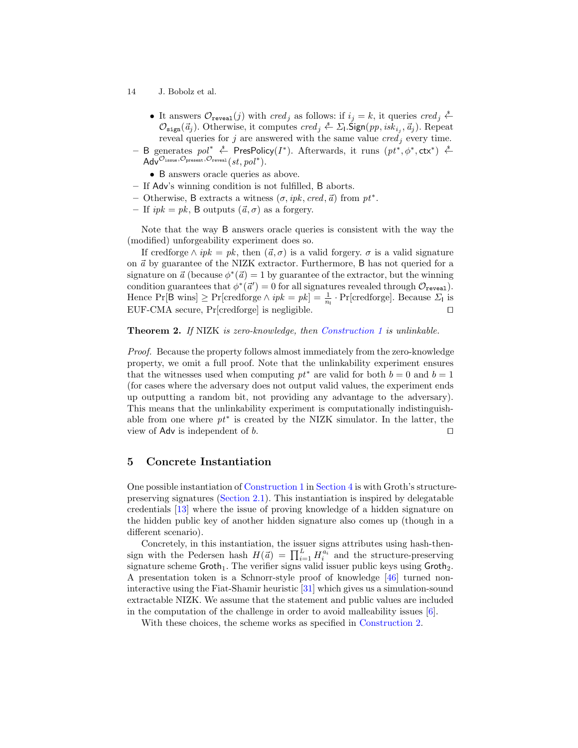- It answers $\mathcal{O}_{\texttt{reveal}}(j)$ with $cred_j$ as follows: if $i_j = k$, it queries $cred_j \xleftarrow{\$} \mathcal{O}_{\texttt{sign}}(\vec{a}_j)$. Otherwise, it computes $cred_j \xleftarrow{\$} \Sigma_{\mathsf{I}}.\mathsf{Sign}(pp, isk_{i_j}, \vec{a}_j)$. Repeat reveal queries for $j$ are answered with the same value $cred_j$ every time.

– $\mathsf{B}$ generates $pol^* \xleftarrow{\$} \mathsf{PresPolicy}(I^*)$. Afterwards, it runs $(pt^*, \phi^*, \mathsf{ctx}^*) \xleftarrow{\$} \mathsf{Adv}^{\mathcal{O}_{\texttt{issue}}, \mathcal{O}_{\texttt{present}}, \mathcal{O}_{\texttt{reveal}}}(st, pol^*)$.
  - $\mathsf{B}$ answers oracle queries as above.

– If $\mathsf{Adv}$'s winning condition is not fulfilled, $\mathsf{B}$ aborts.

– Otherwise, $\mathsf{B}$ extracts a witness $(\sigma, ipk, cred, \vec{a})$ from $pt^*$.

– If $ipk = pk$, $\mathsf{B}$ outputs $(\vec{a}, \sigma)$ as a forgery.

Note that the way $\mathsf{B}$ answers oracle queries is consistent with the way the (modified) unforgeability experiment does so.

If credforge $\wedge\, ipk = pk$, then $(\vec{a}, \sigma)$ is a valid forgery. $\sigma$ is a valid signature on $\vec{a}$ by guarantee of the NIZK extractor. Furthermore, $\mathsf{B}$ has not queried for a signature on $\vec{a}$ (because $\phi^*(\vec{a}) = 1$ by guarantee of the extractor, but the winning condition guarantees that $\phi^*(\vec{a}') = 0$ for all signatures revealed through $\mathcal{O}_{\texttt{reveal}}$). Hence $\Pr[\mathsf{B} \text{ wins}] \geq \Pr[\text{credforge} \wedge ipk = pk] = \frac{1}{n_{\mathsf{I}}} \cdot \Pr[\text{credforge}]$. Because $\Sigma_{\mathsf{I}}$ is EUF-CMA secure, $\Pr[\text{credforge}]$ is negligible. ◻

**Theorem 2.** *If* NIZK *is zero-knowledge, then Construction 1 is unlinkable.*

*Proof.* Because the property follows almost immediately from the zero-knowledge property, we omit a full proof. Note that the unlinkability experiment ensures that the witnesses used when computing $pt^*$ are valid for both $b = 0$ and $b = 1$ (for cases where the adversary does not output valid values, the experiment ends up outputting a random bit, not providing any advantage to the adversary). This means that the unlinkability experiment is computationally indistinguishable from one where $pt^*$ is created by the NIZK simulator. In the latter, the view of $\mathsf{Adv}$ is independent of $b$. ◻

## 5 Concrete Instantiation

One possible instantiation of Construction 1 in Section 4 is with Groth's structure-preserving signatures (Section 2.1). This instantiation is inspired by delegatable credentials [13] where the issue of proving knowledge of a hidden signature on the hidden public key of another hidden signature also comes up (though in a different scenario).

Concretely, in this instantiation, the issuer signs attributes using hash-then-sign with the Pedersen hash $H(\vec{a}) = \prod_{i=1}^{L} H_i^{a_i}$ and the structure-preserving signature scheme $\mathsf{Groth}_1$. The verifier signs valid issuer public keys using $\mathsf{Groth}_2$. A presentation token is a Schnorr-style proof of knowledge [46] turned non-interactive using the Fiat-Shamir heuristic [31] which gives us a simulation-sound extractable NIZK. We assume that the statement and public values are included in the computation of the challenge in order to avoid malleability issues [6].

With these choices, the scheme works as specified in Construction 2.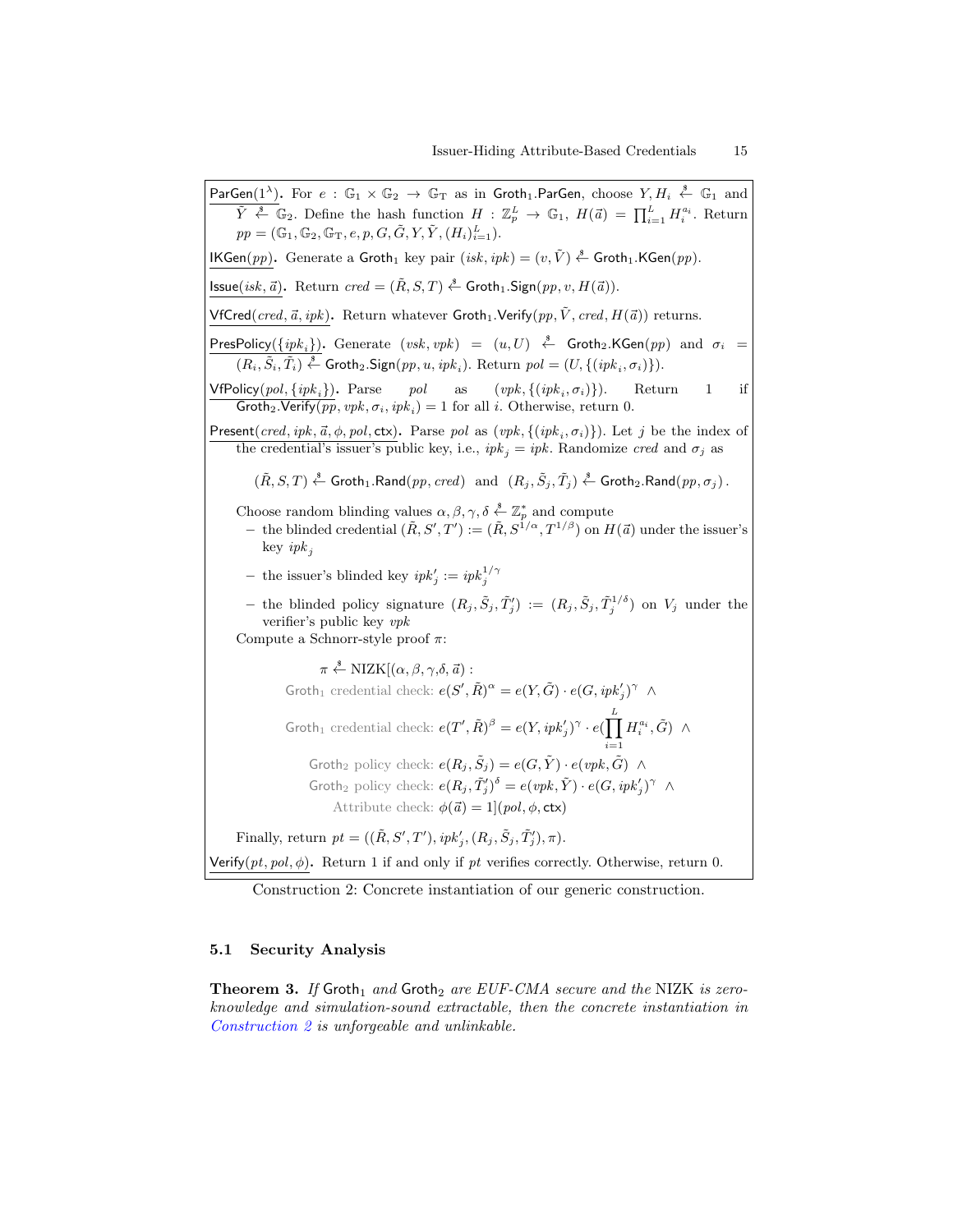**ParGen($1^\lambda$).** For $e : \mathbb{G}_1 \times \mathbb{G}_2 \to \mathbb{G}_T$ as in $\mathsf{Groth}_1.\mathsf{ParGen}$, choose $Y, H_i \xleftarrow{\$} \mathbb{G}_1$ and $\tilde{Y} \xleftarrow{\$} \mathbb{G}_2$. Define the hash function $H : \mathbb{Z}_p^L \to \mathbb{G}_1$, $H(\vec{a}) = \prod_{i=1}^{L} H_i^{a_i}$. Return $pp = (\mathbb{G}_1, \mathbb{G}_2, \mathbb{G}_T, e, p, G, \tilde{G}, Y, \tilde{Y}, (H_i)_{i=1}^{L})$.

**IKGen($pp$).** Generate a $\mathsf{Groth}_1$ key pair $(isk, ipk) = (v, \tilde{V}) \xleftarrow{\$} \mathsf{Groth}_1.\mathsf{KGen}(pp)$.

**Issue($isk, \vec{a}$).** Return $cred = (\tilde{R}, S, T) \xleftarrow{\$} \mathsf{Groth}_1.\mathsf{Sign}(pp, v, H(\vec{a}))$.

**VfCred($cred, \vec{a}, ipk$).** Return whatever $\mathsf{Groth}_1.\mathsf{Verify}(pp, \tilde{V}, cred, H(\vec{a}))$ returns.

**PresPolicy($\{ipk_i\}$).** Generate $(vsk, vpk) = (u, U) \xleftarrow{\$} \mathsf{Groth}_2.\mathsf{KGen}(pp)$ and $\sigma_i = (R_i, \tilde{S}_i, \tilde{T}_i) \xleftarrow{\$} \mathsf{Groth}_2.\mathsf{Sign}(pp, u, ipk_i)$. Return $pol = (U, \{(ipk_i, \sigma_i)\})$.

**VfPolicy($pol, \{ipk_i\}$).** Parse $pol$ as $(vpk, \{(ipk_i, \sigma_i)\})$. Return 1 if $\mathsf{Groth}_2.\mathsf{Verify}(pp, vpk, \sigma_i, ipk_i) = 1$ for all $i$. Otherwise, return 0.

**Present($cred, ipk, \vec{a}, \phi, pol, \mathsf{ctx}$).** Parse $pol$ as $(vpk, \{(ipk_i, \sigma_i)\})$. Let $j$ be the index of the credential's issuer's public key, i.e., $ipk_j = ipk$. Randomize $cred$ and $\sigma_j$ as

$$(\tilde{R}, S, T) \xleftarrow{\$} \mathsf{Groth}_1.\mathsf{Rand}(pp, cred) \;\text{ and }\; (R_j, \tilde{S}_j, \tilde{T}_j) \xleftarrow{\$} \mathsf{Groth}_2.\mathsf{Rand}(pp, \sigma_j).$$

Choose random blinding values $\alpha, \beta, \gamma, \delta \xleftarrow{\$} \mathbb{Z}_p^*$ and compute

- the blinded credential $(\tilde{R}, S', T') := (\tilde{R}, S^{1/\alpha}, T^{1/\beta})$ on $H(\vec{a})$ under the issuer's key $ipk_j$
- the issuer's blinded key $ipk'_j := ipk_j^{1/\gamma}$
- the blinded policy signature $(R_j, \tilde{S}_j, \tilde{T}'_j) := (R_j, \tilde{S}_j, \tilde{T}_j^{1/\delta})$ on $V_j$ under the verifier's public key $vpk$

Compute a Schnorr-style proof $\pi$:

$$
\begin{aligned}
\pi \xleftarrow{\$} \text{NIZK}[(\alpha, \beta, \gamma, \delta, \vec{a}) :\;& \\
\text{Groth}_1 \text{ credential check: } & e(S', \tilde{R})^{\alpha} = e(Y, \tilde{G}) \cdot e(G, ipk'_j)^{\gamma} \;\wedge \\
\text{Groth}_1 \text{ credential check: } & e(T', \tilde{R})^{\beta} = e(Y, ipk'_j)^{\gamma} \cdot e\Big(\prod_{i=1}^{L} H_i^{a_i}, \tilde{G}\Big) \;\wedge \\
\text{Groth}_2 \text{ policy check: } & e(R_j, \tilde{S}_j) = e(G, \tilde{Y}) \cdot e(vpk, \tilde{G}) \;\wedge \\
\text{Groth}_2 \text{ policy check: } & e(R_j, \tilde{T}'_j)^{\delta} = e(vpk, \tilde{Y}) \cdot e(G, ipk'_j)^{\gamma} \;\wedge \\
\text{Attribute check: } & \phi(\vec{a}) = 1](pol, \phi, \mathsf{ctx})
\end{aligned}
$$

Finally, return $pt = ((\tilde{R}, S', T'), ipk'_j, (R_j, \tilde{S}_j, \tilde{T}'_j), \pi)$.

**Verify($pt, pol, \phi$).** Return 1 if and only if $pt$ verifies correctly. Otherwise, return 0.

Construction 2: Concrete instantiation of our generic construction.

### 5.1 Security Analysis

**Theorem 3.** *If* $\mathsf{Groth}_1$ *and* $\mathsf{Groth}_2$ *are EUF-CMA secure and the* NIZK *is zero-knowledge and simulation-sound extractable, then the concrete instantiation in Construction 2 is unforgeable and unlinkable.*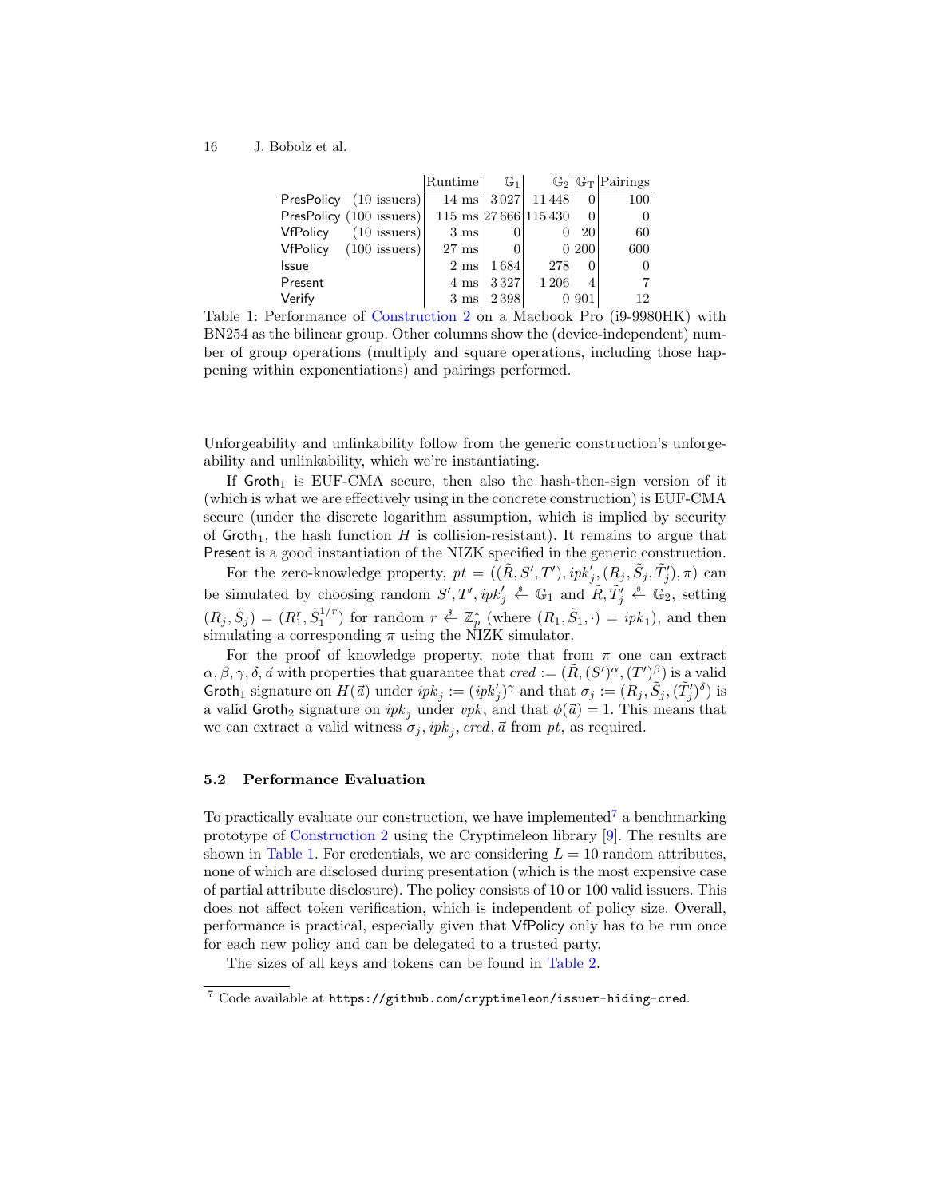| | Runtime | $\mathbb{G}_1$ | $\mathbb{G}_2$ | $\mathbb{G}_T$ | Pairings |
|---|---|---|---|---|---|
| PresPolicy (10 issuers) | 14 ms | 3 027 | 11 448 | 0 | 100 |
| PresPolicy (100 issuers) | 115 ms | 27 666 | 115 430 | 0 | 0 |
| VfPolicy (10 issuers) | 3 ms | 0 | 0 | 20 | 60 |
| VfPolicy (100 issuers) | 27 ms | 0 | 0 | 200 | 600 |
| Issue | 2 ms | 1 684 | 278 | 0 | 0 |
| Present | 4 ms | 3 327 | 1 206 | 4 | 7 |
| Verify | 3 ms | 2 398 | 0 | 901 | 12 |

Table 1: Performance of Construction 2 on a Macbook Pro (i9-9980HK) with BN254 as the bilinear group. Other columns show the (device-independent) number of group operations (multiply and square operations, including those happening within exponentiations) and pairings performed.

Unforgeability and unlinkability follow from the generic construction's unforgeability and unlinkability, which we're instantiating.

If $\mathsf{Groth}_1$ is EUF-CMA secure, then also the hash-then-sign version of it (which is what we are effectively using in the concrete construction) is EUF-CMA secure (under the discrete logarithm assumption, which is implied by security of $\mathsf{Groth}_1$, the hash function $H$ is collision-resistant). It remains to argue that $\mathsf{Present}$ is a good instantiation of the NIZK specified in the generic construction.

For the zero-knowledge property, $pt = ((\tilde{R}, S', T'), ipk'_j, (R_j, \tilde{S}_j, \tilde{T}'_j), \pi)$ can be simulated by choosing random $S', T', ipk'_j \xleftarrow{\$} \mathbb{G}_1$ and $\tilde{R}, \tilde{T}'_j \xleftarrow{\$} \mathbb{G}_2$, setting $(R_j, \tilde{S}_j) = (R_1^r, \tilde{S}_1^{1/r})$ for random $r \xleftarrow{\$} \mathbb{Z}_p^*$ (where $(R_1, \tilde{S}_1, \cdot) = ipk_1$), and then simulating a corresponding $\pi$ using the NIZK simulator.

For the proof of knowledge property, note that from $\pi$ one can extract $\alpha, \beta, \gamma, \delta, \vec{a}$ with properties that guarantee that $cred := (\tilde{R}, (S')^\alpha, (T')^\beta)$ is a valid $\mathsf{Groth}_1$ signature on $H(\vec{a})$ under $ipk_j := (ipk'_j)^\gamma$ and that $\sigma_j := (R_j, \tilde{S}_j, (\tilde{T}'_j)^\delta)$ is a valid $\mathsf{Groth}_2$ signature on $ipk_j$ under $vpk$, and that $\phi(\vec{a}) = 1$. This means that we can extract a valid witness $\sigma_j, ipk_j, cred, \vec{a}$ from $pt$, as required.

### 5.2 Performance Evaluation

To practically evaluate our construction, we have implemented[7] a benchmarking prototype of Construction 2 using the Cryptimeleon library [9]. The results are shown in Table 1. For credentials, we are considering $L = 10$ random attributes, none of which are disclosed during presentation (which is the most expensive case of partial attribute disclosure). The policy consists of 10 or 100 valid issuers. This does not affect token verification, which is independent of policy size. Overall, performance is practical, especially given that $\mathsf{VfPolicy}$ only has to be run once for each new policy and can be delegated to a trusted party.

The sizes of all keys and tokens can be found in Table 2.

[7] Code available at `https://github.com/cryptimeleon/issuer-hiding-cred`.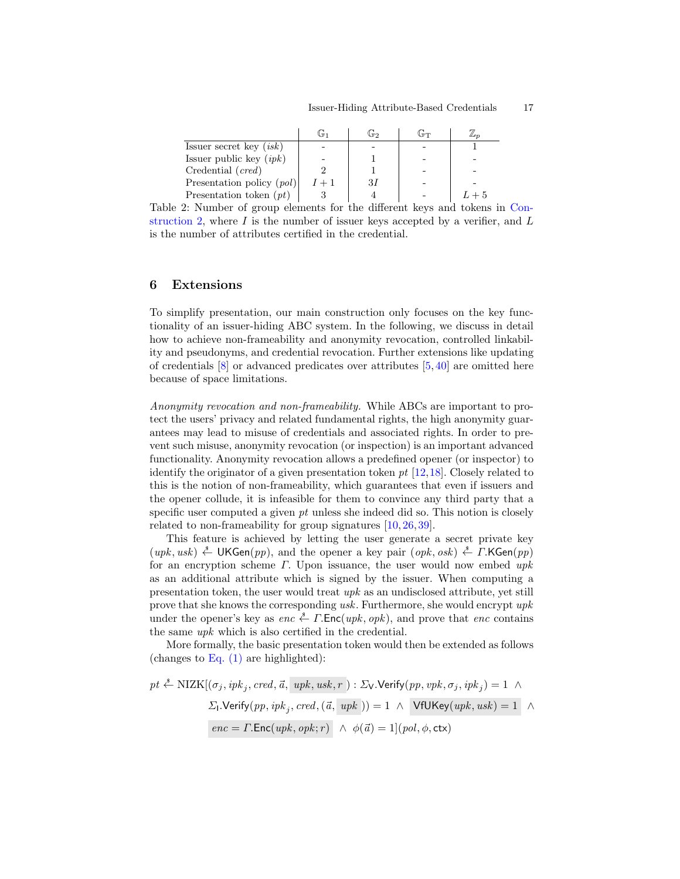| | $\mathbb{G}_1$ | $\mathbb{G}_2$ | $\mathbb{G}_T$ | $\mathbb{Z}_p$ |
|---|---|---|---|---|
| Issuer secret key ($isk$) | - | - | - | 1 |
| Issuer public key ($ipk$) | - | 1 | - | - |
| Credential ($cred$) | 2 | 1 | - | - |
| Presentation policy ($pol$) | $I+1$ | $3I$ | - | - |
| Presentation token ($pt$) | 3 | 4 | - | $L+5$ |

Table 2: Number of group elements for the different keys and tokens in Construction 2, where $I$ is the number of issuer keys accepted by a verifier, and $L$ is the number of attributes certified in the credential.

## 6 Extensions

To simplify presentation, our main construction only focuses on the key functionality of an issuer-hiding ABC system. In the following, we discuss in detail how to achieve non-frameability and anonymity revocation, controlled linkability and pseudonyms, and credential revocation. Further extensions like updating of credentials [8] or advanced predicates over attributes [5,40] are omitted here because of space limitations.

*Anonymity revocation and non-frameability.* While ABCs are important to protect the users' privacy and related fundamental rights, the high anonymity guarantees may lead to misuse of credentials and associated rights. In order to prevent such misuse, anonymity revocation (or inspection) is an important advanced functionality. Anonymity revocation allows a predefined opener (or inspector) to identify the originator of a given presentation token $pt$ [12,18]. Closely related to this is the notion of non-frameability, which guarantees that even if issuers and the opener collude, it is infeasible for them to convince any third party that a specific user computed a given $pt$ unless she indeed did so. This notion is closely related to non-frameability for group signatures [10,26,39].

This feature is achieved by letting the user generate a secret private key $(upk, usk) \xleftarrow{\$} \mathsf{UKGen}(pp)$, and the opener a key pair $(opk, osk) \xleftarrow{\$} \Gamma.\mathsf{KGen}(pp)$ for an encryption scheme $\Gamma$. Upon issuance, the user would now embed $upk$ as an additional attribute which is signed by the issuer. When computing a presentation token, the user would treat $upk$ as an undisclosed attribute, yet still prove that she knows the corresponding $usk$. Furthermore, she would encrypt $upk$ under the opener's key as $enc \xleftarrow{\$} \Gamma.\mathsf{Enc}(upk, opk)$, and prove that $enc$ contains the same $upk$ which is also certified in the credential.

More formally, the basic presentation token would then be extended as follows (changes to Eq. (1) are highlighted):

$$
\begin{aligned}
pt \xleftarrow{\$} \mathrm{NIZK}[(\sigma_j, ipk_j, cred, \vec{a}, \boxed{upk, usk, r}) : \ & \Sigma_{\mathsf{V}}.\mathsf{Verify}(pp, vpk, \sigma_j, ipk_j) = 1 \ \wedge \\
& \Sigma_{\mathsf{I}}.\mathsf{Verify}(pp, ipk_j, cred, (\vec{a}, \boxed{upk})) = 1 \ \wedge \ \boxed{\mathsf{VfUKey}(upk, usk) = 1} \ \wedge \\
& \boxed{enc = \Gamma.\mathsf{Enc}(upk, opk; r)} \ \wedge \ \phi(\vec{a}) = 1](pol, \phi, \mathsf{ctx})
\end{aligned}
$$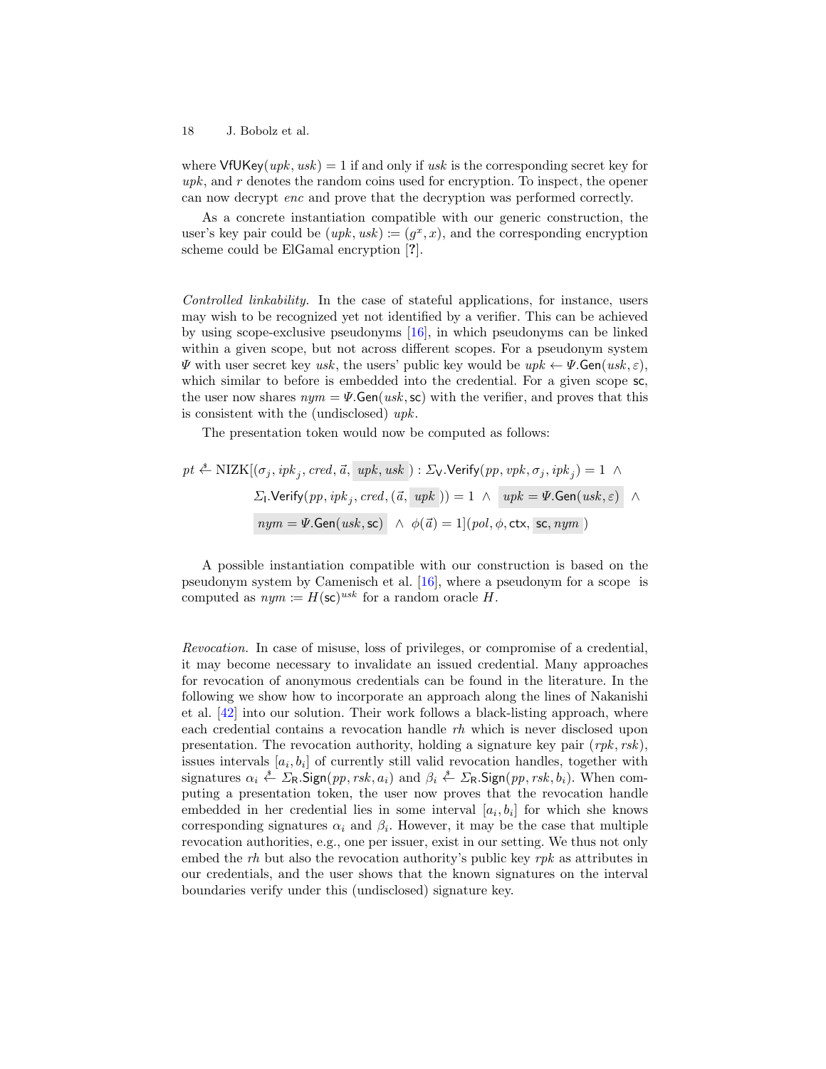where $\mathsf{VfUKey}(upk, usk) = 1$ if and only if $usk$ is the corresponding secret key for $upk$, and $r$ denotes the random coins used for encryption. To inspect, the opener can now decrypt $enc$ and prove that the decryption was performed correctly.

As a concrete instantiation compatible with our generic construction, the user's key pair could be $(upk, usk) := (g^x, x)$, and the corresponding encryption scheme could be ElGamal encryption [?].

*Controlled linkability.* In the case of stateful applications, for instance, users may wish to be recognized yet not identified by a verifier. This can be achieved by using scope-exclusive pseudonyms [16], in which pseudonyms can be linked within a given scope, but not across different scopes. For a pseudonym system $\Psi$ with user secret key $usk$, the users' public key would be $upk \leftarrow \Psi.\mathsf{Gen}(usk, \varepsilon)$, which similar to before is embedded into the credential. For a given scope $\mathsf{sc}$, the user now shares $nym = \Psi.\mathsf{Gen}(usk, \mathsf{sc})$ with the verifier, and proves that this is consistent with the (undisclosed) $upk$.

The presentation token would now be computed as follows:

$$
\begin{aligned}
pt \xleftarrow{\$} \mathrm{NIZK}[(\sigma_j, ipk_j, cred, \vec{a}, \boxed{upk, usk}) : \ & \Sigma_{\mathsf{V}}.\mathsf{Verify}(pp, vpk, \sigma_j, ipk_j) = 1 \ \wedge \\
& \Sigma_{\mathsf{I}}.\mathsf{Verify}(pp, ipk_j, cred, (\vec{a}, \boxed{upk})) = 1 \ \wedge \ \boxed{upk = \Psi.\mathsf{Gen}(usk, \varepsilon)} \ \wedge \\
& \boxed{nym = \Psi.\mathsf{Gen}(usk, \mathsf{sc})} \ \wedge \ \phi(\vec{a}) = 1](pol, \phi, \mathsf{ctx}, \boxed{\mathsf{sc}, nym})
\end{aligned}
$$

A possible instantiation compatible with our construction is based on the pseudonym system by Camenisch et al. [16], where a pseudonym for a scope is computed as $nym := H(\mathsf{sc})^{usk}$ for a random oracle $H$.

*Revocation.* In case of misuse, loss of privileges, or compromise of a credential, it may become necessary to invalidate an issued credential. Many approaches for revocation of anonymous credentials can be found in the literature. In the following we show how to incorporate an approach along the lines of Nakanishi et al. [42] into our solution. Their work follows a black-listing approach, where each credential contains a revocation handle $rh$ which is never disclosed upon presentation. The revocation authority, holding a signature key pair $(rpk, rsk)$, issues intervals $[a_i, b_i]$ of currently still valid revocation handles, together with signatures $\alpha_i \xleftarrow{\$} \Sigma_{\mathsf{R}}.\mathsf{Sign}(pp, rsk, a_i)$ and $\beta_i \xleftarrow{\$} \Sigma_{\mathsf{R}}.\mathsf{Sign}(pp, rsk, b_i)$. When computing a presentation token, the user now proves that the revocation handle embedded in her credential lies in some interval $[a_i, b_i]$ for which she knows corresponding signatures $\alpha_i$ and $\beta_i$. However, it may be the case that multiple revocation authorities, e.g., one per issuer, exist in our setting. We thus not only embed the $rh$ but also the revocation authority's public key $rpk$ as attributes in our credentials, and the user shows that the known signatures on the interval boundaries verify under this (undisclosed) signature key.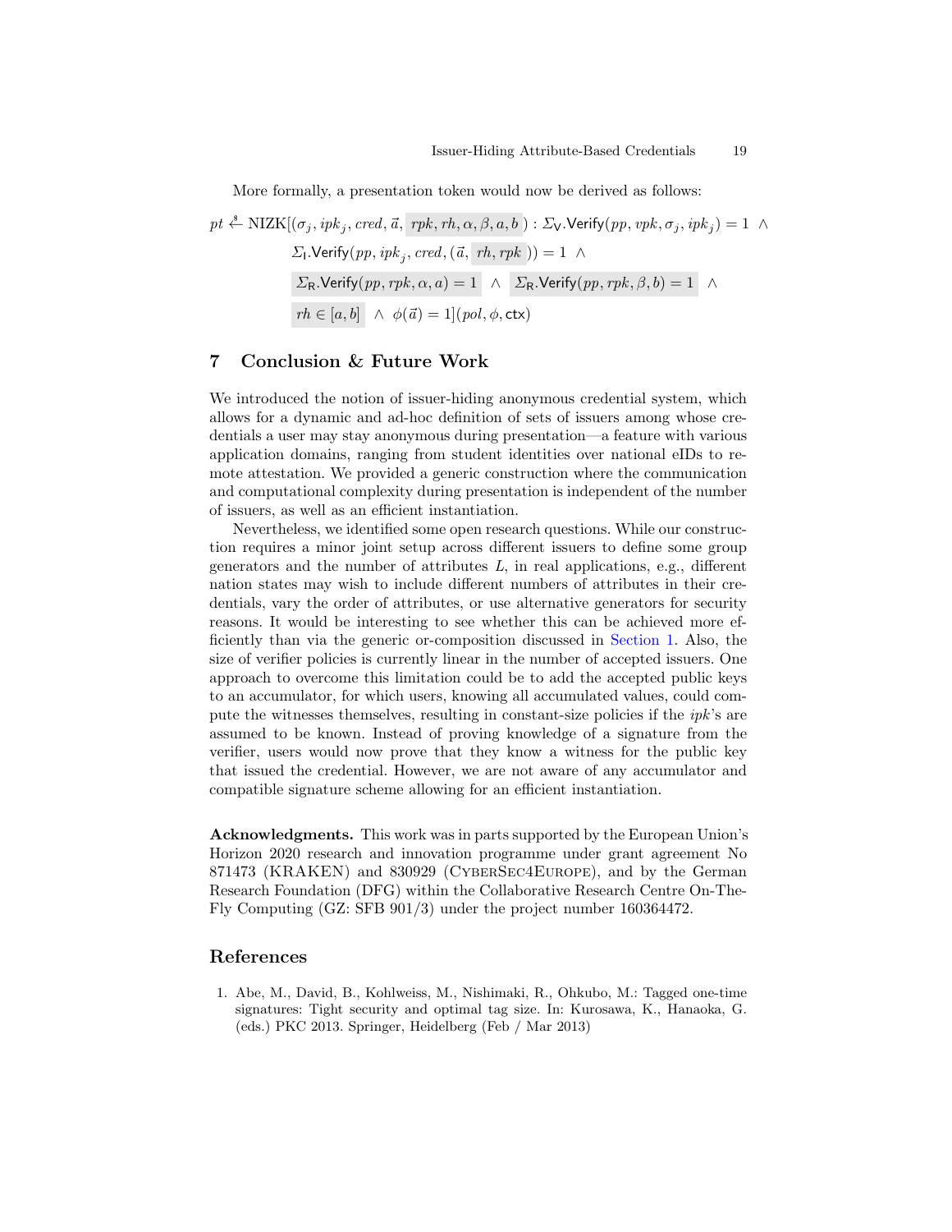More formally, a presentation token would now be derived as follows:

$$
\begin{aligned}
pt \xleftarrow{\$} \mathrm{NIZK}[(&\sigma_j, ipk_j, cred, \vec{a}, \boxed{rpk, rh, \alpha, \beta, a, b}) : \Sigma_{\mathsf{V}}.\mathsf{Verify}(pp, vpk, \sigma_j, ipk_j) = 1 \;\wedge \\
&\Sigma_{\mathsf{I}}.\mathsf{Verify}(pp, ipk_j, cred, (\vec{a}, \boxed{rh, rpk})) = 1 \;\wedge \\
&\boxed{\Sigma_{\mathsf{R}}.\mathsf{Verify}(pp, rpk, \alpha, a) = 1} \;\wedge\; \boxed{\Sigma_{\mathsf{R}}.\mathsf{Verify}(pp, rpk, \beta, b) = 1} \;\wedge \\
&\boxed{rh \in [a, b]} \;\wedge\; \phi(\vec{a}) = 1](pol, \phi, \mathsf{ctx})
\end{aligned}
$$

## 7 Conclusion & Future Work

We introduced the notion of issuer-hiding anonymous credential system, which allows for a dynamic and ad-hoc definition of sets of issuers among whose credentials a user may stay anonymous during presentation—a feature with various application domains, ranging from student identities over national eIDs to remote attestation. We provided a generic construction where the communication and computational complexity during presentation is independent of the number of issuers, as well as an efficient instantiation.

Nevertheless, we identified some open research questions. While our construction requires a minor joint setup across different issuers to define some group generators and the number of attributes $L$, in real applications, e.g., different nation states may wish to include different numbers of attributes in their credentials, vary the order of attributes, or use alternative generators for security reasons. It would be interesting to see whether this can be achieved more efficiently than via the generic or-composition discussed in Section 1. Also, the size of verifier policies is currently linear in the number of accepted issuers. One approach to overcome this limitation could be to add the accepted public keys to an accumulator, for which users, knowing all accumulated values, could compute the witnesses themselves, resulting in constant-size policies if the $ipk$'s are assumed to be known. Instead of proving knowledge of a signature from the verifier, users would now prove that they know a witness for the public key that issued the credential. However, we are not aware of any accumulator and compatible signature scheme allowing for an efficient instantiation.

**Acknowledgments.** This work was in parts supported by the European Union's Horizon 2020 research and innovation programme under grant agreement No 871473 (KRAKEN) and 830929 (CyberSec4Europe), and by the German Research Foundation (DFG) within the Collaborative Research Centre On-The-Fly Computing (GZ: SFB 901/3) under the project number 160364472.

## References

1. Abe, M., David, B., Kohlweiss, M., Nishimaki, R., Ohkubo, M.: Tagged one-time signatures: Tight security and optimal tag size. In: Kurosawa, K., Hanaoka, G. (eds.) PKC 2013. Springer, Heidelberg (Feb / Mar 2013)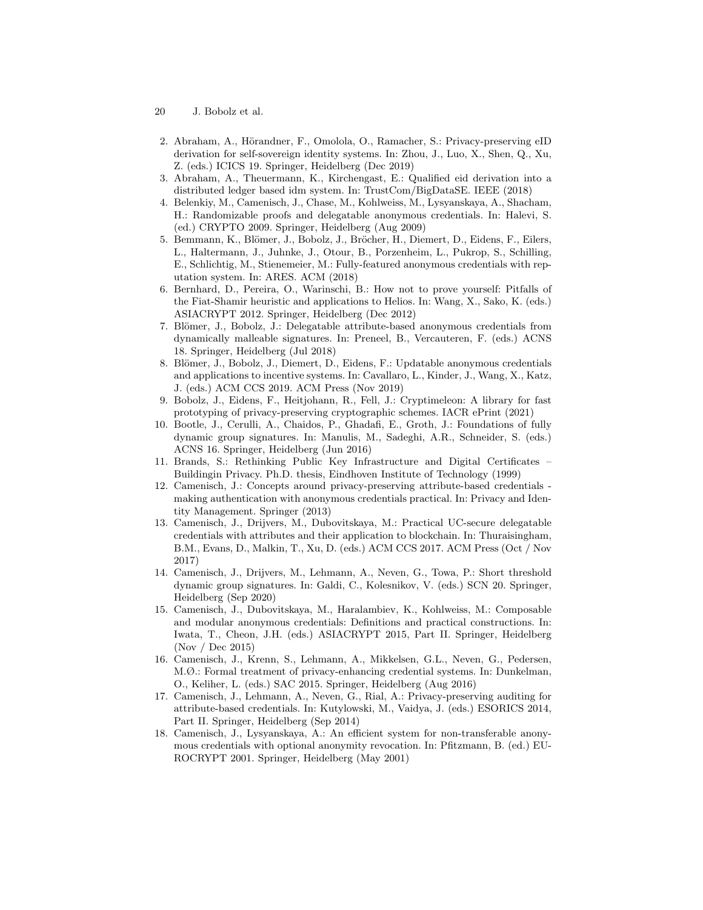2. Abraham, A., Hörandner, F., Omolola, O., Ramacher, S.: Privacy-preserving eID derivation for self-sovereign identity systems. In: Zhou, J., Luo, X., Shen, Q., Xu, Z. (eds.) ICICS 19. Springer, Heidelberg (Dec 2019)
3. Abraham, A., Theuermann, K., Kirchengast, E.: Qualified eid derivation into a distributed ledger based idm system. In: TrustCom/BigDataSE. IEEE (2018)
4. Belenkiy, M., Camenisch, J., Chase, M., Kohlweiss, M., Lysyanskaya, A., Shacham, H.: Randomizable proofs and delegatable anonymous credentials. In: Halevi, S. (ed.) CRYPTO 2009. Springer, Heidelberg (Aug 2009)
5. Bemmann, K., Blömer, J., Bobolz, J., Bröcher, H., Diemert, D., Eidens, F., Eilers, L., Haltermann, J., Juhnke, J., Otour, B., Porzenheim, L., Pukrop, S., Schilling, E., Schlichtig, M., Stienemeier, M.: Fully-featured anonymous credentials with reputation system. In: ARES. ACM (2018)
6. Bernhard, D., Pereira, O., Warinschi, B.: How not to prove yourself: Pitfalls of the Fiat-Shamir heuristic and applications to Helios. In: Wang, X., Sako, K. (eds.) ASIACRYPT 2012. Springer, Heidelberg (Dec 2012)
7. Blömer, J., Bobolz, J.: Delegatable attribute-based anonymous credentials from dynamically malleable signatures. In: Preneel, B., Vercauteren, F. (eds.) ACNS 18. Springer, Heidelberg (Jul 2018)
8. Blömer, J., Bobolz, J., Diemert, D., Eidens, F.: Updatable anonymous credentials and applications to incentive systems. In: Cavallaro, L., Kinder, J., Wang, X., Katz, J. (eds.) ACM CCS 2019. ACM Press (Nov 2019)
9. Bobolz, J., Eidens, F., Heitjohann, R., Fell, J.: Cryptimeleon: A library for fast prototyping of privacy-preserving cryptographic schemes. IACR ePrint (2021)
10. Bootle, J., Cerulli, A., Chaidos, P., Ghadafi, E., Groth, J.: Foundations of fully dynamic group signatures. In: Manulis, M., Sadeghi, A.R., Schneider, S. (eds.) ACNS 16. Springer, Heidelberg (Jun 2016)
11. Brands, S.: Rethinking Public Key Infrastructure and Digital Certificates – Buildingin Privacy. Ph.D. thesis, Eindhoven Institute of Technology (1999)
12. Camenisch, J.: Concepts around privacy-preserving attribute-based credentials - making authentication with anonymous credentials practical. In: Privacy and Identity Management. Springer (2013)
13. Camenisch, J., Drijvers, M., Dubovitskaya, M.: Practical UC-secure delegatable credentials with attributes and their application to blockchain. In: Thuraisingham, B.M., Evans, D., Malkin, T., Xu, D. (eds.) ACM CCS 2017. ACM Press (Oct / Nov 2017)
14. Camenisch, J., Drijvers, M., Lehmann, A., Neven, G., Towa, P.: Short threshold dynamic group signatures. In: Galdi, C., Kolesnikov, V. (eds.) SCN 20. Springer, Heidelberg (Sep 2020)
15. Camenisch, J., Dubovitskaya, M., Haralambiev, K., Kohlweiss, M.: Composable and modular anonymous credentials: Definitions and practical constructions. In: Iwata, T., Cheon, J.H. (eds.) ASIACRYPT 2015, Part II. Springer, Heidelberg (Nov / Dec 2015)
16. Camenisch, J., Krenn, S., Lehmann, A., Mikkelsen, G.L., Neven, G., Pedersen, M.Ø.: Formal treatment of privacy-enhancing credential systems. In: Dunkelman, O., Keliher, L. (eds.) SAC 2015. Springer, Heidelberg (Aug 2016)
17. Camenisch, J., Lehmann, A., Neven, G., Rial, A.: Privacy-preserving auditing for attribute-based credentials. In: Kutylowski, M., Vaidya, J. (eds.) ESORICS 2014, Part II. Springer, Heidelberg (Sep 2014)
18. Camenisch, J., Lysyanskaya, A.: An efficient system for non-transferable anonymous credentials with optional anonymity revocation. In: Pfitzmann, B. (ed.) EUROCRYPT 2001. Springer, Heidelberg (May 2001)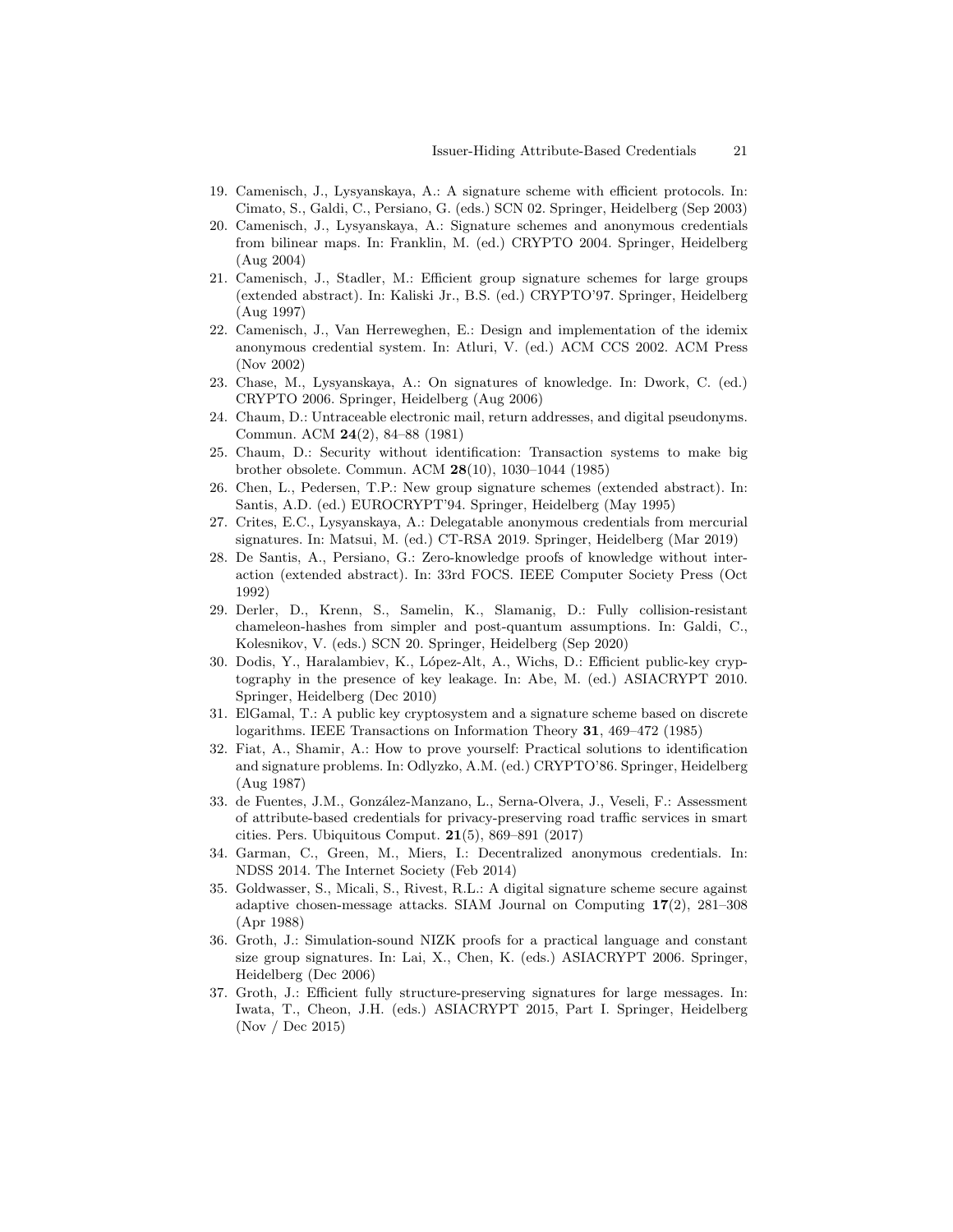19. Camenisch, J., Lysyanskaya, A.: A signature scheme with efficient protocols. In: Cimato, S., Galdi, C., Persiano, G. (eds.) SCN 02. Springer, Heidelberg (Sep 2003)
20. Camenisch, J., Lysyanskaya, A.: Signature schemes and anonymous credentials from bilinear maps. In: Franklin, M. (ed.) CRYPTO 2004. Springer, Heidelberg (Aug 2004)
21. Camenisch, J., Stadler, M.: Efficient group signature schemes for large groups (extended abstract). In: Kaliski Jr., B.S. (ed.) CRYPTO'97. Springer, Heidelberg (Aug 1997)
22. Camenisch, J., Van Herreweghen, E.: Design and implementation of the idemix anonymous credential system. In: Atluri, V. (ed.) ACM CCS 2002. ACM Press (Nov 2002)
23. Chase, M., Lysyanskaya, A.: On signatures of knowledge. In: Dwork, C. (ed.) CRYPTO 2006. Springer, Heidelberg (Aug 2006)
24. Chaum, D.: Untraceable electronic mail, return addresses, and digital pseudonyms. Commun. ACM **24**(2), 84–88 (1981)
25. Chaum, D.: Security without identification: Transaction systems to make big brother obsolete. Commun. ACM **28**(10), 1030–1044 (1985)
26. Chen, L., Pedersen, T.P.: New group signature schemes (extended abstract). In: Santis, A.D. (ed.) EUROCRYPT'94. Springer, Heidelberg (May 1995)
27. Crites, E.C., Lysyanskaya, A.: Delegatable anonymous credentials from mercurial signatures. In: Matsui, M. (ed.) CT-RSA 2019. Springer, Heidelberg (Mar 2019)
28. De Santis, A., Persiano, G.: Zero-knowledge proofs of knowledge without interaction (extended abstract). In: 33rd FOCS. IEEE Computer Society Press (Oct 1992)
29. Derler, D., Krenn, S., Samelin, K., Slamanig, D.: Fully collision-resistant chameleon-hashes from simpler and post-quantum assumptions. In: Galdi, C., Kolesnikov, V. (eds.) SCN 20. Springer, Heidelberg (Sep 2020)
30. Dodis, Y., Haralambiev, K., López-Alt, A., Wichs, D.: Efficient public-key cryptography in the presence of key leakage. In: Abe, M. (ed.) ASIACRYPT 2010. Springer, Heidelberg (Dec 2010)
31. ElGamal, T.: A public key cryptosystem and a signature scheme based on discrete logarithms. IEEE Transactions on Information Theory **31**, 469–472 (1985)
32. Fiat, A., Shamir, A.: How to prove yourself: Practical solutions to identification and signature problems. In: Odlyzko, A.M. (ed.) CRYPTO'86. Springer, Heidelberg (Aug 1987)
33. de Fuentes, J.M., González-Manzano, L., Serna-Olvera, J., Veseli, F.: Assessment of attribute-based credentials for privacy-preserving road traffic services in smart cities. Pers. Ubiquitous Comput. **21**(5), 869–891 (2017)
34. Garman, C., Green, M., Miers, I.: Decentralized anonymous credentials. In: NDSS 2014. The Internet Society (Feb 2014)
35. Goldwasser, S., Micali, S., Rivest, R.L.: A digital signature scheme secure against adaptive chosen-message attacks. SIAM Journal on Computing **17**(2), 281–308 (Apr 1988)
36. Groth, J.: Simulation-sound NIZK proofs for a practical language and constant size group signatures. In: Lai, X., Chen, K. (eds.) ASIACRYPT 2006. Springer, Heidelberg (Dec 2006)
37. Groth, J.: Efficient fully structure-preserving signatures for large messages. In: Iwata, T., Cheon, J.H. (eds.) ASIACRYPT 2015, Part I. Springer, Heidelberg (Nov / Dec 2015)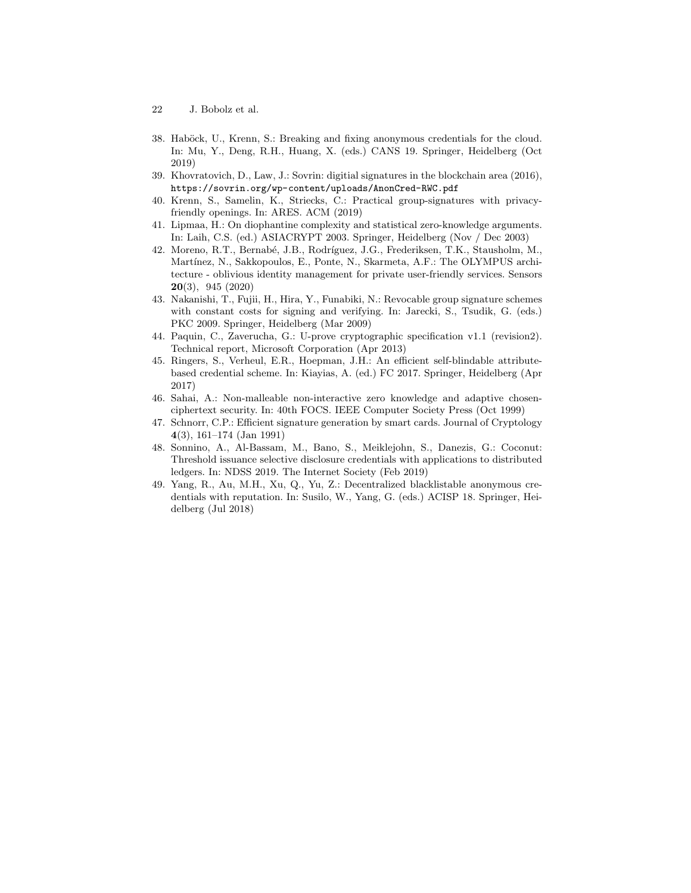38. Haböck, U., Krenn, S.: Breaking and fixing anonymous credentials for the cloud. In: Mu, Y., Deng, R.H., Huang, X. (eds.) CANS 19. Springer, Heidelberg (Oct 2019)
39. Khovratovich, D., Law, J.: Sovrin: digitial signatures in the blockchain area (2016), `https://sovrin.org/wp-content/uploads/AnonCred-RWC.pdf`
40. Krenn, S., Samelin, K., Striecks, C.: Practical group-signatures with privacy-friendly openings. In: ARES. ACM (2019)
41. Lipmaa, H.: On diophantine complexity and statistical zero-knowledge arguments. In: Laih, C.S. (ed.) ASIACRYPT 2003. Springer, Heidelberg (Nov / Dec 2003)
42. Moreno, R.T., Bernabé, J.B., Rodríguez, J.G., Frederiksen, T.K., Stausholm, M., Martínez, N., Sakkopoulos, E., Ponte, N., Skarmeta, A.F.: The OLYMPUS architecture - oblivious identity management for private user-friendly services. Sensors **20**(3), 945 (2020)
43. Nakanishi, T., Fujii, H., Hira, Y., Funabiki, N.: Revocable group signature schemes with constant costs for signing and verifying. In: Jarecki, S., Tsudik, G. (eds.) PKC 2009. Springer, Heidelberg (Mar 2009)
44. Paquin, C., Zaverucha, G.: U-prove cryptographic specification v1.1 (revision2). Technical report, Microsoft Corporation (Apr 2013)
45. Ringers, S., Verheul, E.R., Hoepman, J.H.: An efficient self-blindable attribute-based credential scheme. In: Kiayias, A. (ed.) FC 2017. Springer, Heidelberg (Apr 2017)
46. Sahai, A.: Non-malleable non-interactive zero knowledge and adaptive chosen-ciphertext security. In: 40th FOCS. IEEE Computer Society Press (Oct 1999)
47. Schnorr, C.P.: Efficient signature generation by smart cards. Journal of Cryptology **4**(3), 161–174 (Jan 1991)
48. Sonnino, A., Al-Bassam, M., Bano, S., Meiklejohn, S., Danezis, G.: Coconut: Threshold issuance selective disclosure credentials with applications to distributed ledgers. In: NDSS 2019. The Internet Society (Feb 2019)
49. Yang, R., Au, M.H., Xu, Q., Yu, Z.: Decentralized blacklistable anonymous credentials with reputation. In: Susilo, W., Yang, G. (eds.) ACISP 18. Springer, Heidelberg (Jul 2018)